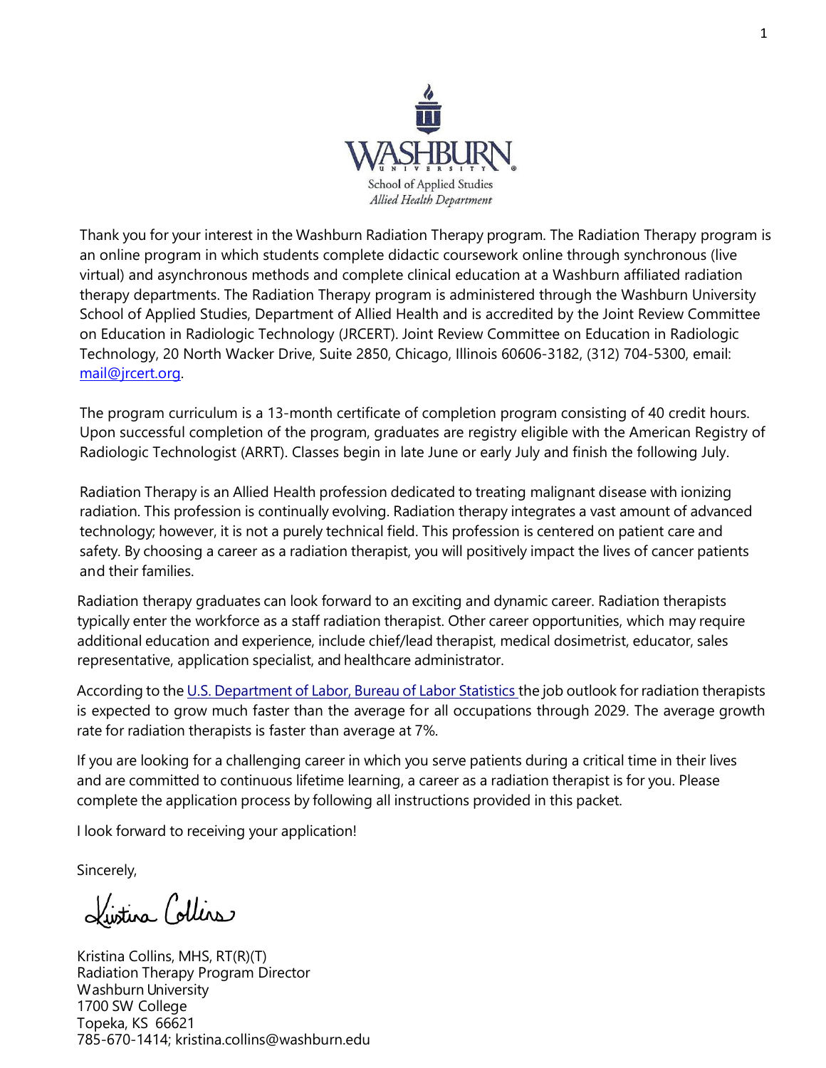WASHBURN UNIVERSITY

School of Applied Studies

*Allied Health Department*

Thank you for your interest in the Washburn Radiation Therapy program. The Radiation Therapy program is an online program in which students complete didactic coursework online through synchronous (live virtual) and asynchronous methods and complete clinical education at a Washburn affiliated radiation therapy departments. The Radiation Therapy program is administered through the Washburn University School of Applied Studies, Department of Allied Health and is accredited by the Joint Review Committee on Education in Radiologic Technology (JRCERT). Joint Review Committee on Education in Radiologic Technology, 20 North Wacker Drive, Suite 2850, Chicago, Illinois 60606-3182, (312) 704-5300, email: mail@jrcert.org.

The program curriculum is a 13-month certificate of completion program consisting of 40 credit hours. Upon successful completion of the program, graduates are registry eligible with the American Registry of Radiologic Technologist (ARRT). Classes begin in late June or early July and finish the following July.

Radiation Therapy is an Allied Health profession dedicated to treating malignant disease with ionizing radiation. This profession is continually evolving. Radiation therapy integrates a vast amount of advanced technology; however, it is not a purely technical field. This profession is centered on patient care and safety. By choosing a career as a radiation therapist, you will positively impact the lives of cancer patients and their families.

Radiation therapy graduates can look forward to an exciting and dynamic career. Radiation therapists typically enter the workforce as a staff radiation therapist. Other career opportunities, which may require additional education and experience, include chief/lead therapist, medical dosimetrist, educator, sales representative, application specialist, and healthcare administrator.

According to the U.S. Department of Labor, Bureau of Labor Statistics the job outlook for radiation therapists is expected to grow much faster than the average for all occupations through 2029. The average growth rate for radiation therapists is faster than average at 7%.

If you are looking for a challenging career in which you serve patients during a critical time in their lives and are committed to continuous lifetime learning, a career as a radiation therapist is for you. Please complete the application process by following all instructions provided in this packet.

I look forward to receiving your application!

Sincerely,

Kristina Collins

Kristina Collins, MHS, RT(R)(T)  
Radiation Therapy Program Director  
Washburn University  
1700 SW College  
Topeka, KS 66621  
785-670-1414; kristina.collins@washburn.edu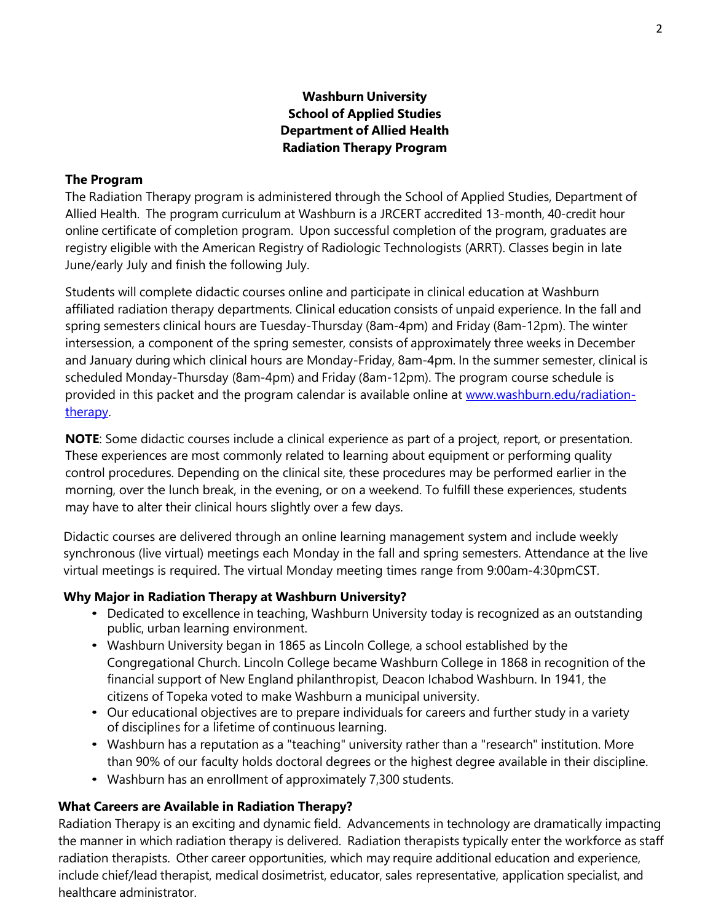# Washburn University
## School of Applied Studies
## Department of Allied Health
## Radiation Therapy Program

### The Program

The Radiation Therapy program is administered through the School of Applied Studies, Department of Allied Health. The program curriculum at Washburn is a JRCERT accredited 13-month, 40-credit hour online certificate of completion program. Upon successful completion of the program, graduates are registry eligible with the American Registry of Radiologic Technologists (ARRT). Classes begin in late June/early July and finish the following July.

Students will complete didactic courses online and participate in clinical education at Washburn affiliated radiation therapy departments. Clinical education consists of unpaid experience. In the fall and spring semesters clinical hours are Tuesday-Thursday (8am-4pm) and Friday (8am-12pm). The winter intersession, a component of the spring semester, consists of approximately three weeks in December and January during which clinical hours are Monday-Friday, 8am-4pm. In the summer semester, clinical is scheduled Monday-Thursday (8am-4pm) and Friday (8am-12pm). The program course schedule is provided in this packet and the program calendar is available online at [www.washburn.edu/radiation-therapy](www.washburn.edu/radiation-therapy).

**NOTE**: Some didactic courses include a clinical experience as part of a project, report, or presentation. These experiences are most commonly related to learning about equipment or performing quality control procedures. Depending on the clinical site, these procedures may be performed earlier in the morning, over the lunch break, in the evening, or on a weekend. To fulfill these experiences, students may have to alter their clinical hours slightly over a few days.

Didactic courses are delivered through an online learning management system and include weekly synchronous (live virtual) meetings each Monday in the fall and spring semesters. Attendance at the live virtual meetings is required. The virtual Monday meeting times range from 9:00am-4:30pmCST.

### Why Major in Radiation Therapy at Washburn University?

- Dedicated to excellence in teaching, Washburn University today is recognized as an outstanding public, urban learning environment.
- Washburn University began in 1865 as Lincoln College, a school established by the Congregational Church. Lincoln College became Washburn College in 1868 in recognition of the financial support of New England philanthropist, Deacon Ichabod Washburn. In 1941, the citizens of Topeka voted to make Washburn a municipal university.
- Our educational objectives are to prepare individuals for careers and further study in a variety of disciplines for a lifetime of continuous learning.
- Washburn has a reputation as a "teaching" university rather than a "research" institution. More than 90% of our faculty holds doctoral degrees or the highest degree available in their discipline.
- Washburn has an enrollment of approximately 7,300 students.

### What Careers are Available in Radiation Therapy?

Radiation Therapy is an exciting and dynamic field. Advancements in technology are dramatically impacting the manner in which radiation therapy is delivered. Radiation therapists typically enter the workforce as staff radiation therapists. Other career opportunities, which may require additional education and experience, include chief/lead therapist, medical dosimetrist, educator, sales representative, application specialist, and healthcare administrator.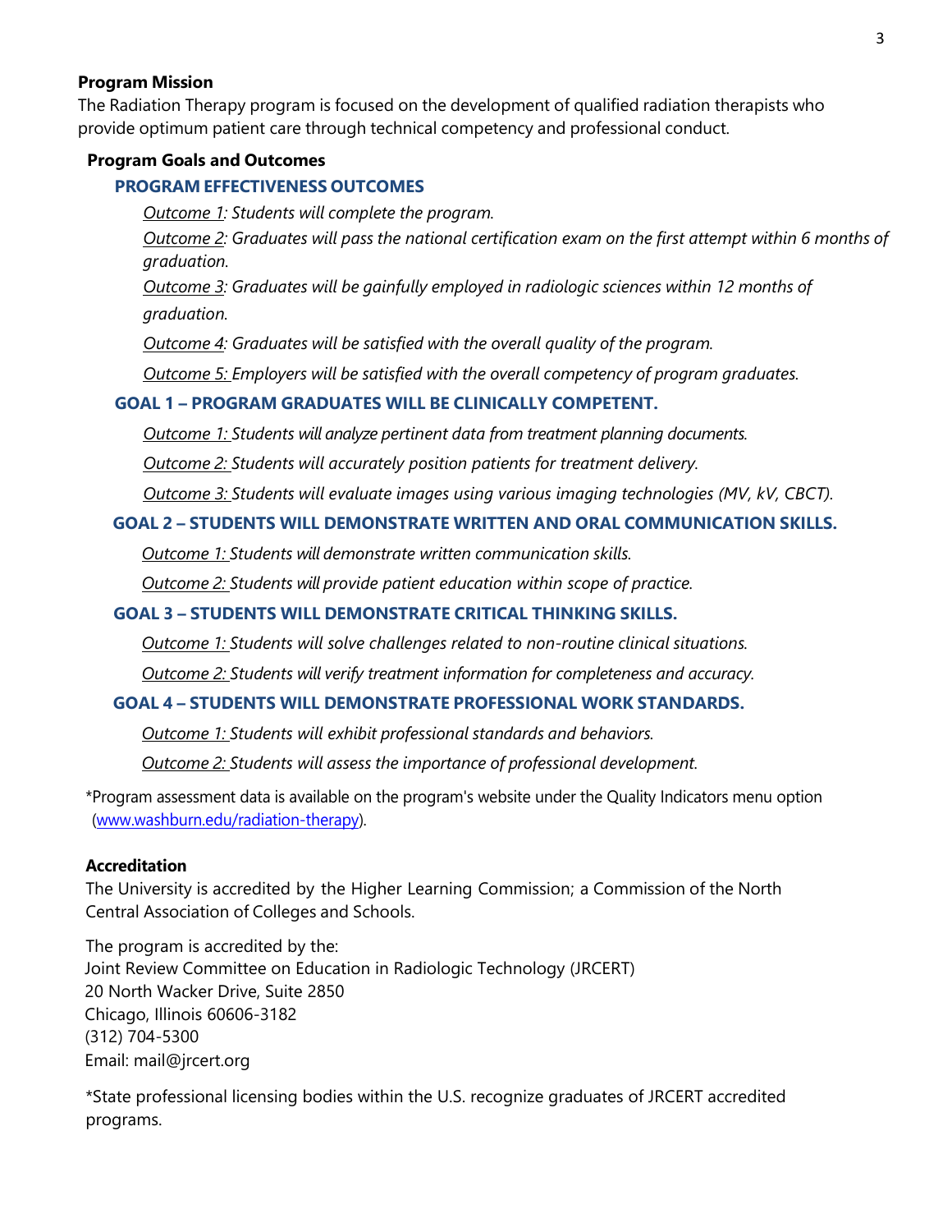## Program Mission

The Radiation Therapy program is focused on the development of qualified radiation therapists who provide optimum patient care through technical competency and professional conduct.

## Program Goals and Outcomes

### PROGRAM EFFECTIVENESS OUTCOMES

*Outcome 1: Students will complete the program.*

*Outcome 2: Graduates will pass the national certification exam on the first attempt within 6 months of graduation.*

*Outcome 3: Graduates will be gainfully employed in radiologic sciences within 12 months of graduation.*

*Outcome 4: Graduates will be satisfied with the overall quality of the program.*

*Outcome 5: Employers will be satisfied with the overall competency of program graduates.*

### GOAL 1 – PROGRAM GRADUATES WILL BE CLINICALLY COMPETENT.

*Outcome 1: Students will analyze pertinent data from treatment planning documents.*

*Outcome 2: Students will accurately position patients for treatment delivery.*

*Outcome 3: Students will evaluate images using various imaging technologies (MV, kV, CBCT).*

### GOAL 2 – STUDENTS WILL DEMONSTRATE WRITTEN AND ORAL COMMUNICATION SKILLS.

*Outcome 1: Students will demonstrate written communication skills.*

*Outcome 2: Students will provide patient education within scope of practice.*

### GOAL 3 – STUDENTS WILL DEMONSTRATE CRITICAL THINKING SKILLS.

*Outcome 1: Students will solve challenges related to non-routine clinical situations.*

*Outcome 2: Students will verify treatment information for completeness and accuracy.*

### GOAL 4 – STUDENTS WILL DEMONSTRATE PROFESSIONAL WORK STANDARDS.

*Outcome 1: Students will exhibit professional standards and behaviors.*

*Outcome 2: Students will assess the importance of professional development.*

*Program assessment data is available on the program's website under the Quality Indicators menu option (www.washburn.edu/radiation-therapy).

## Accreditation

The University is accredited by the Higher Learning Commission; a Commission of the North Central Association of Colleges and Schools.

The program is accredited by the:
Joint Review Committee on Education in Radiologic Technology (JRCERT)
20 North Wacker Drive, Suite 2850
Chicago, Illinois 60606-3182
(312) 704-5300
Email: mail@jrcert.org

*State professional licensing bodies within the U.S. recognize graduates of JRCERT accredited programs.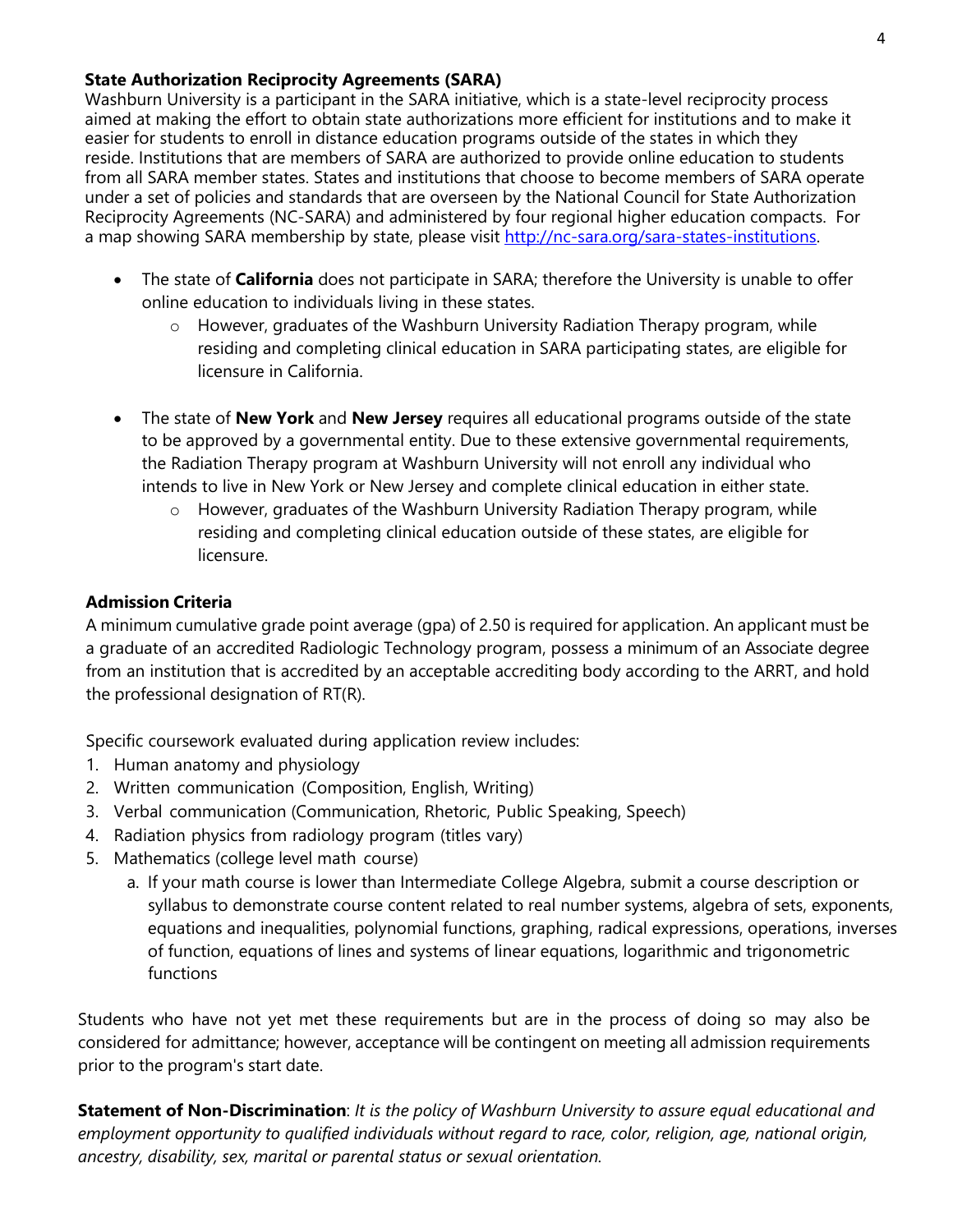### State Authorization Reciprocity Agreements (SARA)

Washburn University is a participant in the SARA initiative, which is a state-level reciprocity process aimed at making the effort to obtain state authorizations more efficient for institutions and to make it easier for students to enroll in distance education programs outside of the states in which they reside. Institutions that are members of SARA are authorized to provide online education to students from all SARA member states. States and institutions that choose to become members of SARA operate under a set of policies and standards that are overseen by the National Council for State Authorization Reciprocity Agreements (NC-SARA) and administered by four regional higher education compacts. For a map showing SARA membership by state, please visit [http://nc-sara.org/sara-states-institutions](http://nc-sara.org/sara-states-institutions).

- The state of **California** does not participate in SARA; therefore the University is unable to offer online education to individuals living in these states.
  - However, graduates of the Washburn University Radiation Therapy program, while residing and completing clinical education in SARA participating states, are eligible for licensure in California.

- The state of **New York** and **New Jersey** requires all educational programs outside of the state to be approved by a governmental entity. Due to these extensive governmental requirements, the Radiation Therapy program at Washburn University will not enroll any individual who intends to live in New York or New Jersey and complete clinical education in either state.
  - However, graduates of the Washburn University Radiation Therapy program, while residing and completing clinical education outside of these states, are eligible for licensure.

### Admission Criteria

A minimum cumulative grade point average (gpa) of 2.50 is required for application. An applicant must be a graduate of an accredited Radiologic Technology program, possess a minimum of an Associate degree from an institution that is accredited by an acceptable accrediting body according to the ARRT, and hold the professional designation of RT(R).

Specific coursework evaluated during application review includes:

1. Human anatomy and physiology
2. Written communication (Composition, English, Writing)
3. Verbal communication (Communication, Rhetoric, Public Speaking, Speech)
4. Radiation physics from radiology program (titles vary)
5. Mathematics (college level math course)
   a. If your math course is lower than Intermediate College Algebra, submit a course description or syllabus to demonstrate course content related to real number systems, algebra of sets, exponents, equations and inequalities, polynomial functions, graphing, radical expressions, operations, inverses of function, equations of lines and systems of linear equations, logarithmic and trigonometric functions

Students who have not yet met these requirements but are in the process of doing so may also be considered for admittance; however, acceptance will be contingent on meeting all admission requirements prior to the program's start date.

**Statement of Non-Discrimination**: *It is the policy of Washburn University to assure equal educational and employment opportunity to qualified individuals without regard to race, color, religion, age, national origin, ancestry, disability, sex, marital or parental status or sexual orientation.*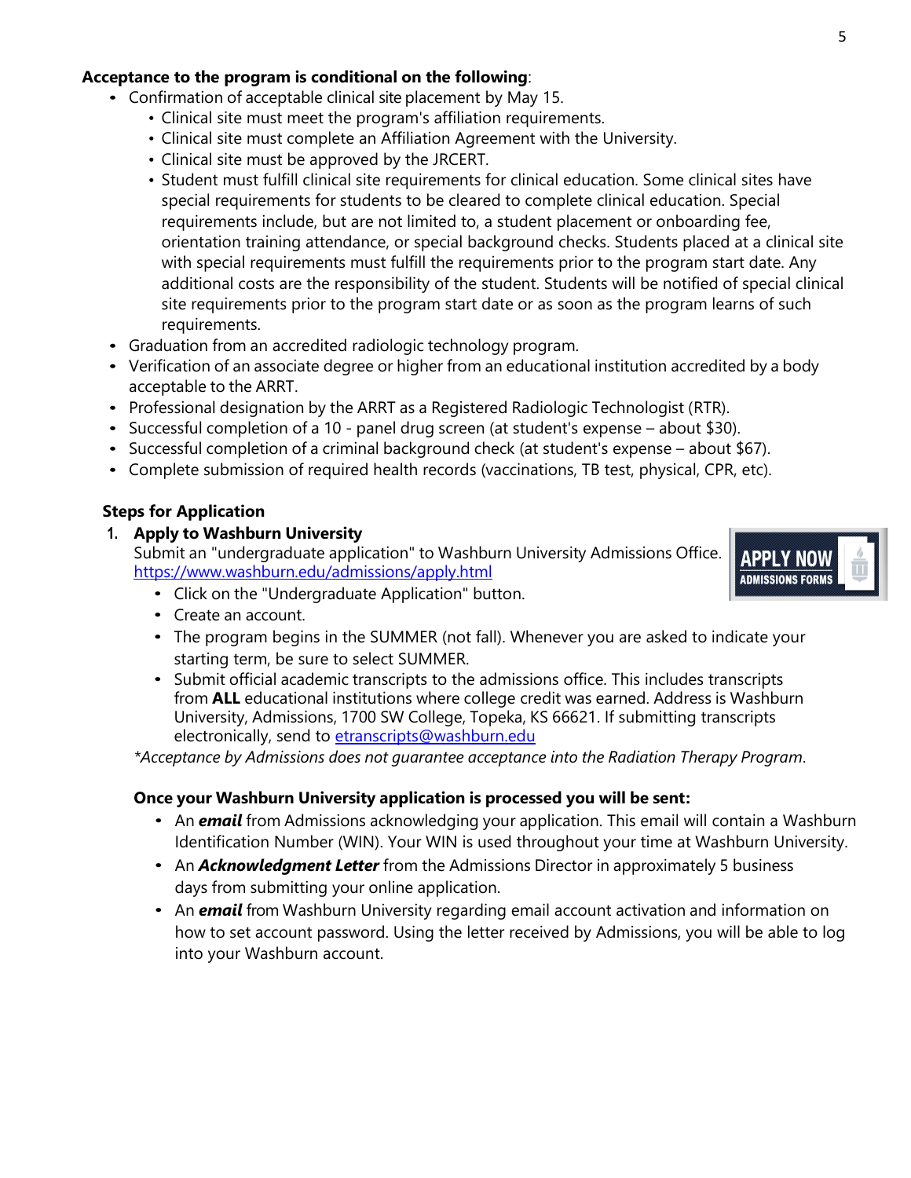**Acceptance to the program is conditional on the following**:

- Confirmation of acceptable clinical site placement by May 15.
    - Clinical site must meet the program's affiliation requirements.
    - Clinical site must complete an Affiliation Agreement with the University.
    - Clinical site must be approved by the JRCERT.
    - Student must fulfill clinical site requirements for clinical education. Some clinical sites have special requirements for students to be cleared to complete clinical education. Special requirements include, but are not limited to, a student placement or onboarding fee, orientation training attendance, or special background checks. Students placed at a clinical site with special requirements must fulfill the requirements prior to the program start date. Any additional costs are the responsibility of the student. Students will be notified of special clinical site requirements prior to the program start date or as soon as the program learns of such requirements.
- Graduation from an accredited radiologic technology program.
- Verification of an associate degree or higher from an educational institution accredited by a body acceptable to the ARRT.
- Professional designation by the ARRT as a Registered Radiologic Technologist (RTR).
- Successful completion of a 10 - panel drug screen (at student's expense – about $30).
- Successful completion of a criminal background check (at student's expense – about $67).
- Complete submission of required health records (vaccinations, TB test, physical, CPR, etc).

## Steps for Application

1. **Apply to Washburn University**
   Submit an "undergraduate application" to Washburn University Admissions Office. https://www.washburn.edu/admissions/apply.html
    - Click on the "Undergraduate Application" button.
    - Create an account.
    - The program begins in the SUMMER (not fall). Whenever you are asked to indicate your starting term, be sure to select SUMMER.
    - Submit official academic transcripts to the admissions office. This includes transcripts from **ALL** educational institutions where college credit was earned. Address is Washburn University, Admissions, 1700 SW College, Topeka, KS 66621. If submitting transcripts electronically, send to etranscripts@washburn.edu

   *\*Acceptance by Admissions does not guarantee acceptance into the Radiation Therapy Program.*

   **Once your Washburn University application is processed you will be sent:**
    - An ***email*** from Admissions acknowledging your application. This email will contain a Washburn Identification Number (WIN). Your WIN is used throughout your time at Washburn University.
    - An ***Acknowledgment Letter*** from the Admissions Director in approximately 5 business days from submitting your online application.
    - An ***email*** from Washburn University regarding email account activation and information on how to set account password. Using the letter received by Admissions, you will be able to log into your Washburn account.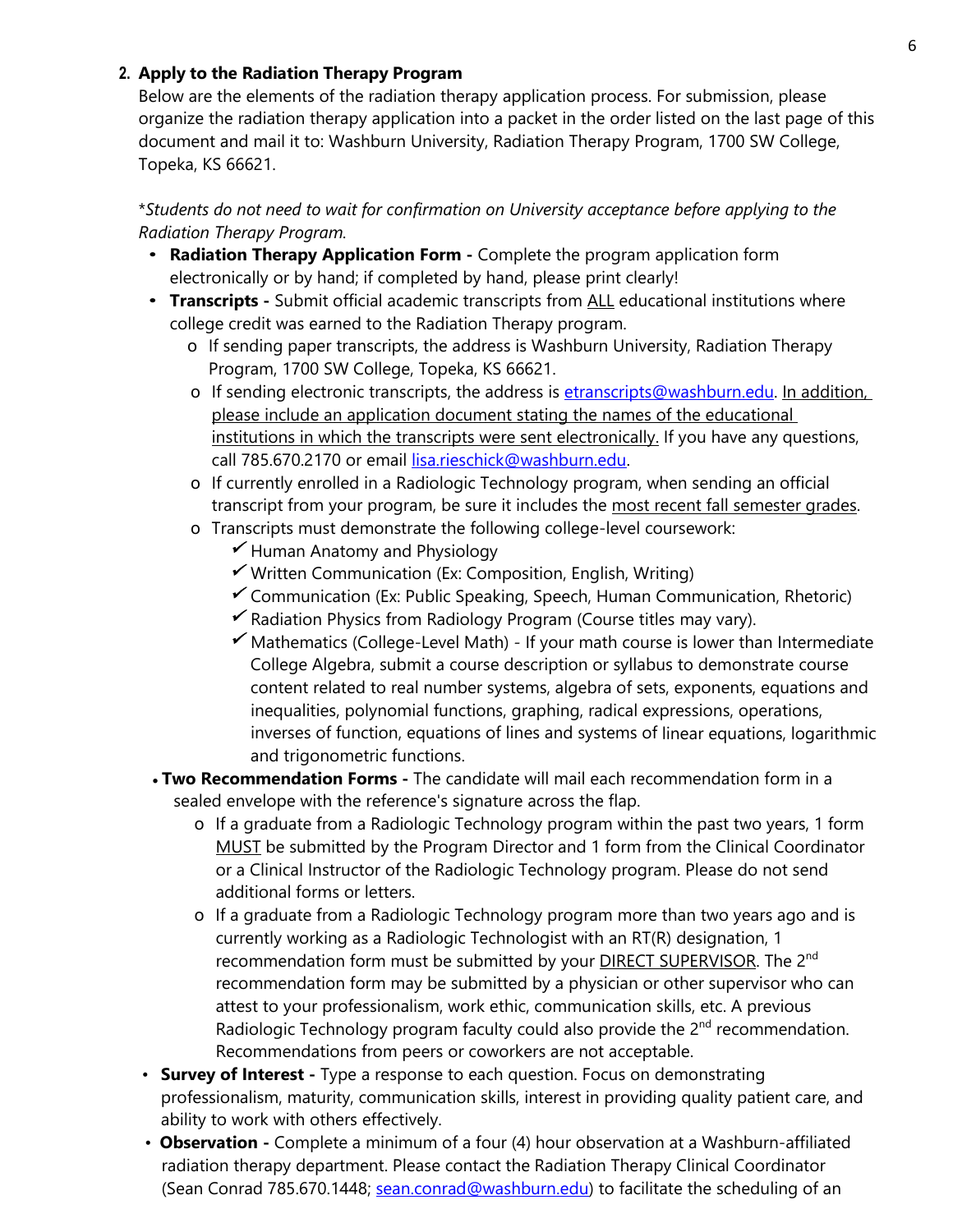## 2. Apply to the Radiation Therapy Program

Below are the elements of the radiation therapy application process. For submission, please organize the radiation therapy application into a packet in the order listed on the last page of this document and mail it to: Washburn University, Radiation Therapy Program, 1700 SW College, Topeka, KS 66621.

*\*Students do not need to wait for confirmation on University acceptance before applying to the Radiation Therapy Program.*

- **Radiation Therapy Application Form -** Complete the program application form electronically or by hand; if completed by hand, please print clearly!
- **Transcripts -** Submit official academic transcripts from ALL educational institutions where college credit was earned to the Radiation Therapy program.
  - If sending paper transcripts, the address is Washburn University, Radiation Therapy Program, 1700 SW College, Topeka, KS 66621.
  - If sending electronic transcripts, the address is etranscripts@washburn.edu. In addition, please include an application document stating the names of the educational institutions in which the transcripts were sent electronically. If you have any questions, call 785.670.2170 or email lisa.rieschick@washburn.edu.
  - If currently enrolled in a Radiologic Technology program, when sending an official transcript from your program, be sure it includes the most recent fall semester grades.
  - Transcripts must demonstrate the following college-level coursework:
    - ✓ Human Anatomy and Physiology
    - ✓ Written Communication (Ex: Composition, English, Writing)
    - ✓ Communication (Ex: Public Speaking, Speech, Human Communication, Rhetoric)
    - ✓ Radiation Physics from Radiology Program (Course titles may vary).
    - ✓ Mathematics (College-Level Math) - If your math course is lower than Intermediate College Algebra, submit a course description or syllabus to demonstrate course content related to real number systems, algebra of sets, exponents, equations and inequalities, polynomial functions, graphing, radical expressions, operations, inverses of function, equations of lines and systems of linear equations, logarithmic and trigonometric functions.
- **Two Recommendation Forms -** The candidate will mail each recommendation form in a sealed envelope with the reference's signature across the flap.
  - If a graduate from a Radiologic Technology program within the past two years, 1 form MUST be submitted by the Program Director and 1 form from the Clinical Coordinator or a Clinical Instructor of the Radiologic Technology program. Please do not send additional forms or letters.
  - If a graduate from a Radiologic Technology program more than two years ago and is currently working as a Radiologic Technologist with an RT(R) designation, 1 recommendation form must be submitted by your DIRECT SUPERVISOR. The 2nd recommendation form may be submitted by a physician or other supervisor who can attest to your professionalism, work ethic, communication skills, etc. A previous Radiologic Technology program faculty could also provide the 2nd recommendation. Recommendations from peers or coworkers are not acceptable.
- **Survey of Interest -** Type a response to each question. Focus on demonstrating professionalism, maturity, communication skills, interest in providing quality patient care, and ability to work with others effectively.
- **Observation -** Complete a minimum of a four (4) hour observation at a Washburn-affiliated radiation therapy department. Please contact the Radiation Therapy Clinical Coordinator (Sean Conrad 785.670.1448; sean.conrad@washburn.edu) to facilitate the scheduling of an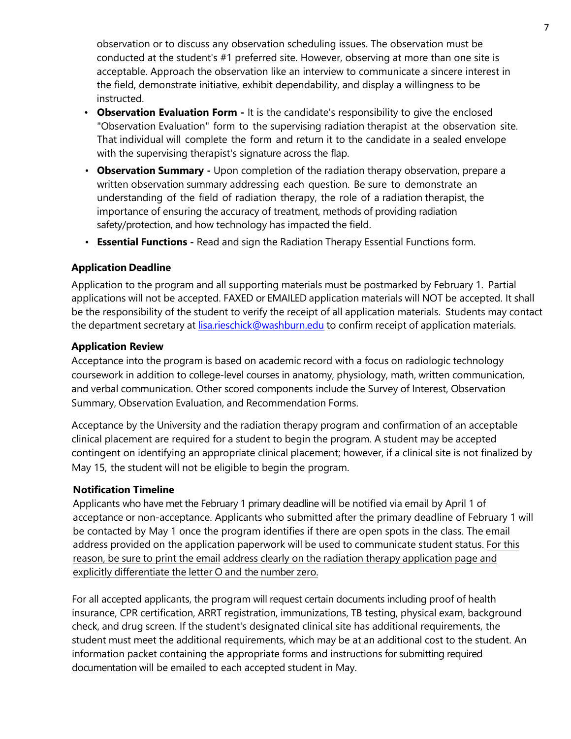observation or to discuss any observation scheduling issues. The observation must be conducted at the student's #1 preferred site. However, observing at more than one site is acceptable. Approach the observation like an interview to communicate a sincere interest in the field, demonstrate initiative, exhibit dependability, and display a willingness to be instructed.

- **Observation Evaluation Form -** It is the candidate's responsibility to give the enclosed "Observation Evaluation" form to the supervising radiation therapist at the observation site. That individual will complete the form and return it to the candidate in a sealed envelope with the supervising therapist's signature across the flap.
- **Observation Summary -** Upon completion of the radiation therapy observation, prepare a written observation summary addressing each question. Be sure to demonstrate an understanding of the field of radiation therapy, the role of a radiation therapist, the importance of ensuring the accuracy of treatment, methods of providing radiation safety/protection, and how technology has impacted the field.
- **Essential Functions -** Read and sign the Radiation Therapy Essential Functions form.

### Application Deadline

Application to the program and all supporting materials must be postmarked by February 1. Partial applications will not be accepted. FAXED or EMAILED application materials will NOT be accepted. It shall be the responsibility of the student to verify the receipt of all application materials. Students may contact the department secretary at lisa.rieschick@washburn.edu to confirm receipt of application materials.

### Application Review

Acceptance into the program is based on academic record with a focus on radiologic technology coursework in addition to college-level courses in anatomy, physiology, math, written communication, and verbal communication. Other scored components include the Survey of Interest, Observation Summary, Observation Evaluation, and Recommendation Forms.

Acceptance by the University and the radiation therapy program and confirmation of an acceptable clinical placement are required for a student to begin the program. A student may be accepted contingent on identifying an appropriate clinical placement; however, if a clinical site is not finalized by May 15, the student will not be eligible to begin the program.

### Notification Timeline

Applicants who have met the February 1 primary deadline will be notified via email by April 1 of acceptance or non-acceptance. Applicants who submitted after the primary deadline of February 1 will be contacted by May 1 once the program identifies if there are open spots in the class. The email address provided on the application paperwork will be used to communicate student status. For this reason, be sure to print the email address clearly on the radiation therapy application page and explicitly differentiate the letter O and the number zero.

For all accepted applicants, the program will request certain documents including proof of health insurance, CPR certification, ARRT registration, immunizations, TB testing, physical exam, background check, and drug screen. If the student's designated clinical site has additional requirements, the student must meet the additional requirements, which may be at an additional cost to the student. An information packet containing the appropriate forms and instructions for submitting required documentation will be emailed to each accepted student in May.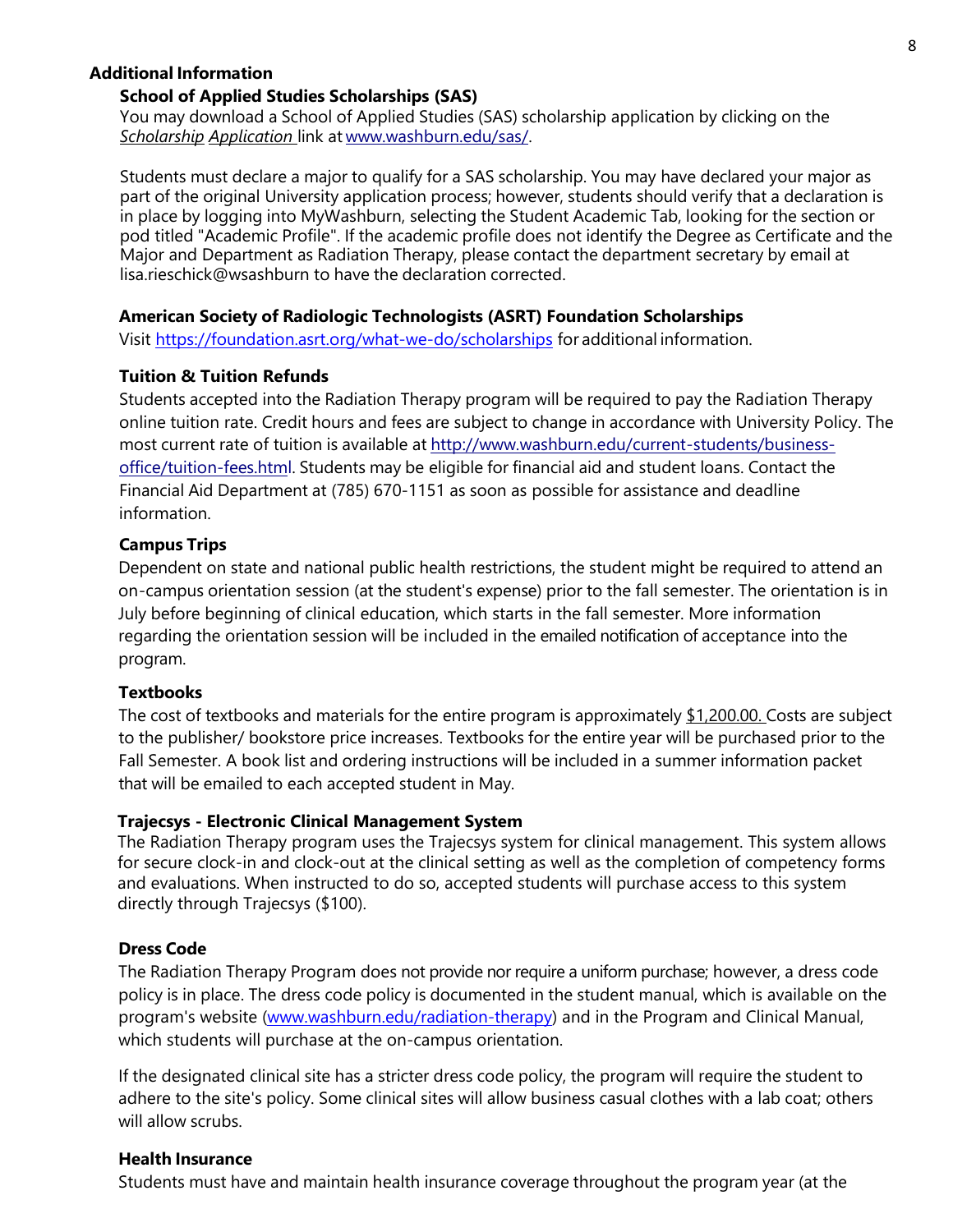## Additional Information

### School of Applied Studies Scholarships (SAS)

You may download a School of Applied Studies (SAS) scholarship application by clicking on the *Scholarship Application* link at www.washburn.edu/sas/.

Students must declare a major to qualify for a SAS scholarship. You may have declared your major as part of the original University application process; however, students should verify that a declaration is in place by logging into MyWashburn, selecting the Student Academic Tab, looking for the section or pod titled "Academic Profile". If the academic profile does not identify the Degree as Certificate and the Major and Department as Radiation Therapy, please contact the department secretary by email at lisa.rieschick@wsashburn to have the declaration corrected.

### American Society of Radiologic Technologists (ASRT) Foundation Scholarships

Visit https://foundation.asrt.org/what-we-do/scholarships for additional information.

### Tuition & Tuition Refunds

Students accepted into the Radiation Therapy program will be required to pay the Radiation Therapy online tuition rate. Credit hours and fees are subject to change in accordance with University Policy. The most current rate of tuition is available at http://www.washburn.edu/current-students/business-office/tuition-fees.html. Students may be eligible for financial aid and student loans. Contact the Financial Aid Department at (785) 670-1151 as soon as possible for assistance and deadline information.

### Campus Trips

Dependent on state and national public health restrictions, the student might be required to attend an on-campus orientation session (at the student's expense) prior to the fall semester. The orientation is in July before beginning of clinical education, which starts in the fall semester. More information regarding the orientation session will be included in the emailed notification of acceptance into the program.

### Textbooks

The cost of textbooks and materials for the entire program is approximately $1,200.00. Costs are subject to the publisher/ bookstore price increases. Textbooks for the entire year will be purchased prior to the Fall Semester. A book list and ordering instructions will be included in a summer information packet that will be emailed to each accepted student in May.

### Trajecsys - Electronic Clinical Management System

The Radiation Therapy program uses the Trajecsys system for clinical management. This system allows for secure clock-in and clock-out at the clinical setting as well as the completion of competency forms and evaluations. When instructed to do so, accepted students will purchase access to this system directly through Trajecsys ($100).

### Dress Code

The Radiation Therapy Program does not provide nor require a uniform purchase; however, a dress code policy is in place. The dress code policy is documented in the student manual, which is available on the program's website (www.washburn.edu/radiation-therapy) and in the Program and Clinical Manual, which students will purchase at the on-campus orientation.

If the designated clinical site has a stricter dress code policy, the program will require the student to adhere to the site's policy. Some clinical sites will allow business casual clothes with a lab coat; others will allow scrubs.

### Health Insurance

Students must have and maintain health insurance coverage throughout the program year (at the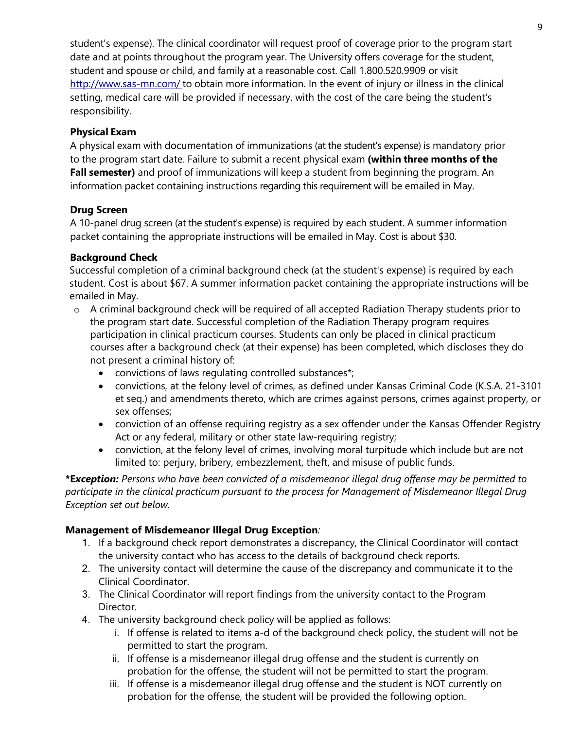student's expense). The clinical coordinator will request proof of coverage prior to the program start date and at points throughout the program year. The University offers coverage for the student, student and spouse or child, and family at a reasonable cost. Call 1.800.520.9909 or visit http://www.sas-mn.com/ to obtain more information. In the event of injury or illness in the clinical setting, medical care will be provided if necessary, with the cost of the care being the student's responsibility.

**Physical Exam**

A physical exam with documentation of immunizations (at the student's expense) is mandatory prior to the program start date. Failure to submit a recent physical exam **(within three months of the Fall semester)** and proof of immunizations will keep a student from beginning the program. An information packet containing instructions regarding this requirement will be emailed in May.

**Drug Screen**

A 10-panel drug screen (at the student's expense) is required by each student. A summer information packet containing the appropriate instructions will be emailed in May. Cost is about $30.

**Background Check**

Successful completion of a criminal background check (at the student's expense) is required by each student. Cost is about $67. A summer information packet containing the appropriate instructions will be emailed in May.

- A criminal background check will be required of all accepted Radiation Therapy students prior to the program start date. Successful completion of the Radiation Therapy program requires participation in clinical practicum courses. Students can only be placed in clinical practicum courses after a background check (at their expense) has been completed, which discloses they do not present a criminal history of:
  - convictions of laws regulating controlled substances*;
  - convictions, at the felony level of crimes, as defined under Kansas Criminal Code (K.S.A. 21-3101 et seq.) and amendments thereto, which are crimes against persons, crimes against property, or sex offenses;
  - conviction of an offense requiring registry as a sex offender under the Kansas Offender Registry Act or any federal, military or other state law-requiring registry;
  - conviction, at the felony level of crimes, involving moral turpitude which include but are not limited to: perjury, bribery, embezzlement, theft, and misuse of public funds.

***Exception:*** *Persons who have been convicted of a misdemeanor illegal drug offense may be permitted to participate in the clinical practicum pursuant to the process for Management of Misdemeanor Illegal Drug Exception set out below.*

**Management of Misdemeanor Illegal Drug Exception***:*

1. If a background check report demonstrates a discrepancy, the Clinical Coordinator will contact the university contact who has access to the details of background check reports.
2. The university contact will determine the cause of the discrepancy and communicate it to the Clinical Coordinator.
3. The Clinical Coordinator will report findings from the university contact to the Program Director.
4. The university background check policy will be applied as follows:
   i. If offense is related to items a-d of the background check policy, the student will not be permitted to start the program.
   ii. If offense is a misdemeanor illegal drug offense and the student is currently on probation for the offense, the student will not be permitted to start the program.
   iii. If offense is a misdemeanor illegal drug offense and the student is NOT currently on probation for the offense, the student will be provided the following option.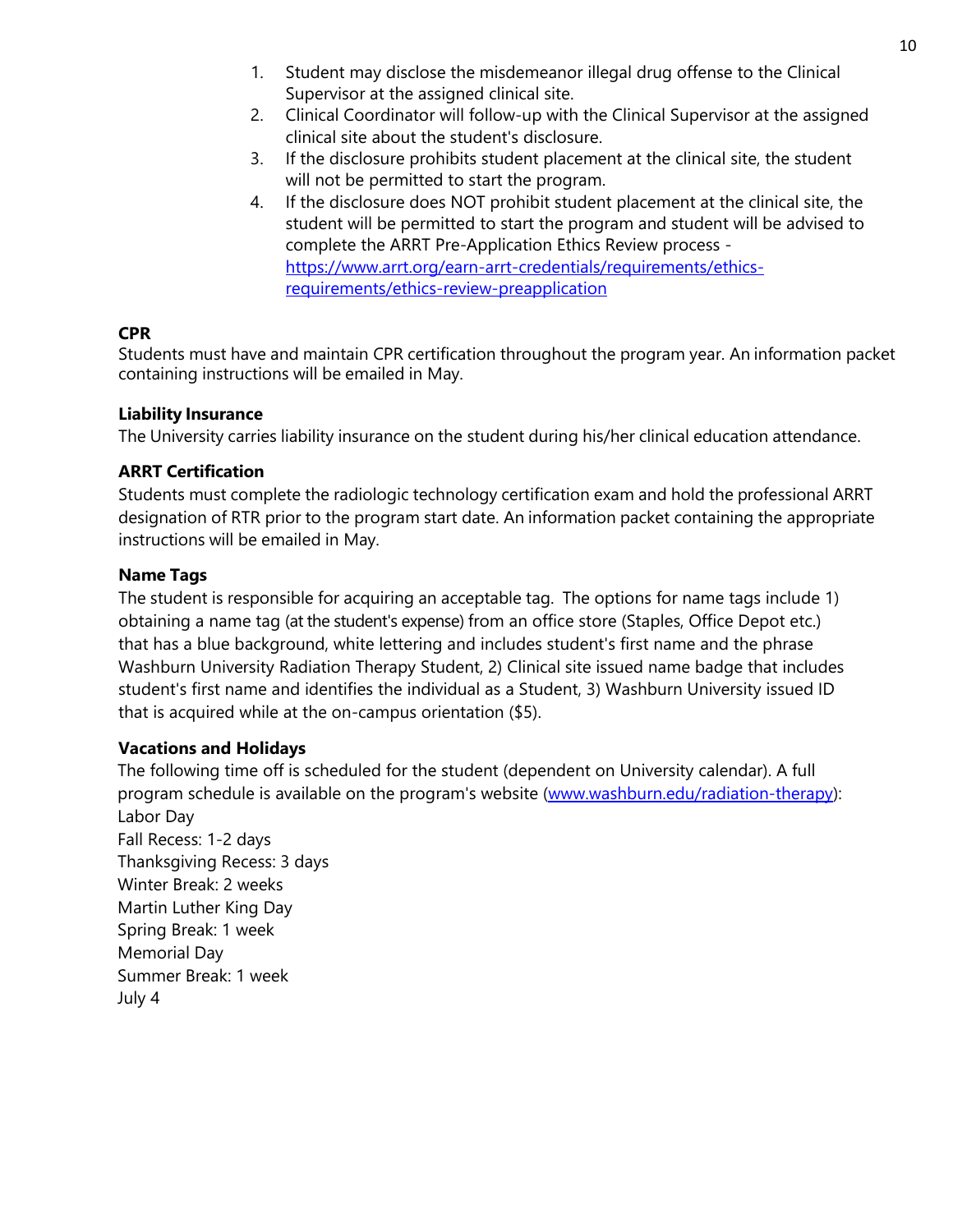1. Student may disclose the misdemeanor illegal drug offense to the Clinical Supervisor at the assigned clinical site.
2. Clinical Coordinator will follow-up with the Clinical Supervisor at the assigned clinical site about the student's disclosure.
3. If the disclosure prohibits student placement at the clinical site, the student will not be permitted to start the program.
4. If the disclosure does NOT prohibit student placement at the clinical site, the student will be permitted to start the program and student will be advised to complete the ARRT Pre-Application Ethics Review process - [https://www.arrt.org/earn-arrt-credentials/requirements/ethics-requirements/ethics-review-preapplication](https://www.arrt.org/earn-arrt-credentials/requirements/ethics-requirements/ethics-review-preapplication)

**CPR**

Students must have and maintain CPR certification throughout the program year. An information packet containing instructions will be emailed in May.

**Liability Insurance**

The University carries liability insurance on the student during his/her clinical education attendance.

**ARRT Certification**

Students must complete the radiologic technology certification exam and hold the professional ARRT designation of RTR prior to the program start date. An information packet containing the appropriate instructions will be emailed in May.

**Name Tags**

The student is responsible for acquiring an acceptable tag. The options for name tags include 1) obtaining a name tag (at the student's expense) from an office store (Staples, Office Depot etc.) that has a blue background, white lettering and includes student's first name and the phrase Washburn University Radiation Therapy Student, 2) Clinical site issued name badge that includes student's first name and identifies the individual as a Student, 3) Washburn University issued ID that is acquired while at the on-campus orientation ($5).

**Vacations and Holidays**

The following time off is scheduled for the student (dependent on University calendar). A full program schedule is available on the program's website ([www.washburn.edu/radiation-therapy](www.washburn.edu/radiation-therapy)):

Labor Day
Fall Recess: 1-2 days
Thanksgiving Recess: 3 days
Winter Break: 2 weeks
Martin Luther King Day
Spring Break: 1 week
Memorial Day
Summer Break: 1 week
July 4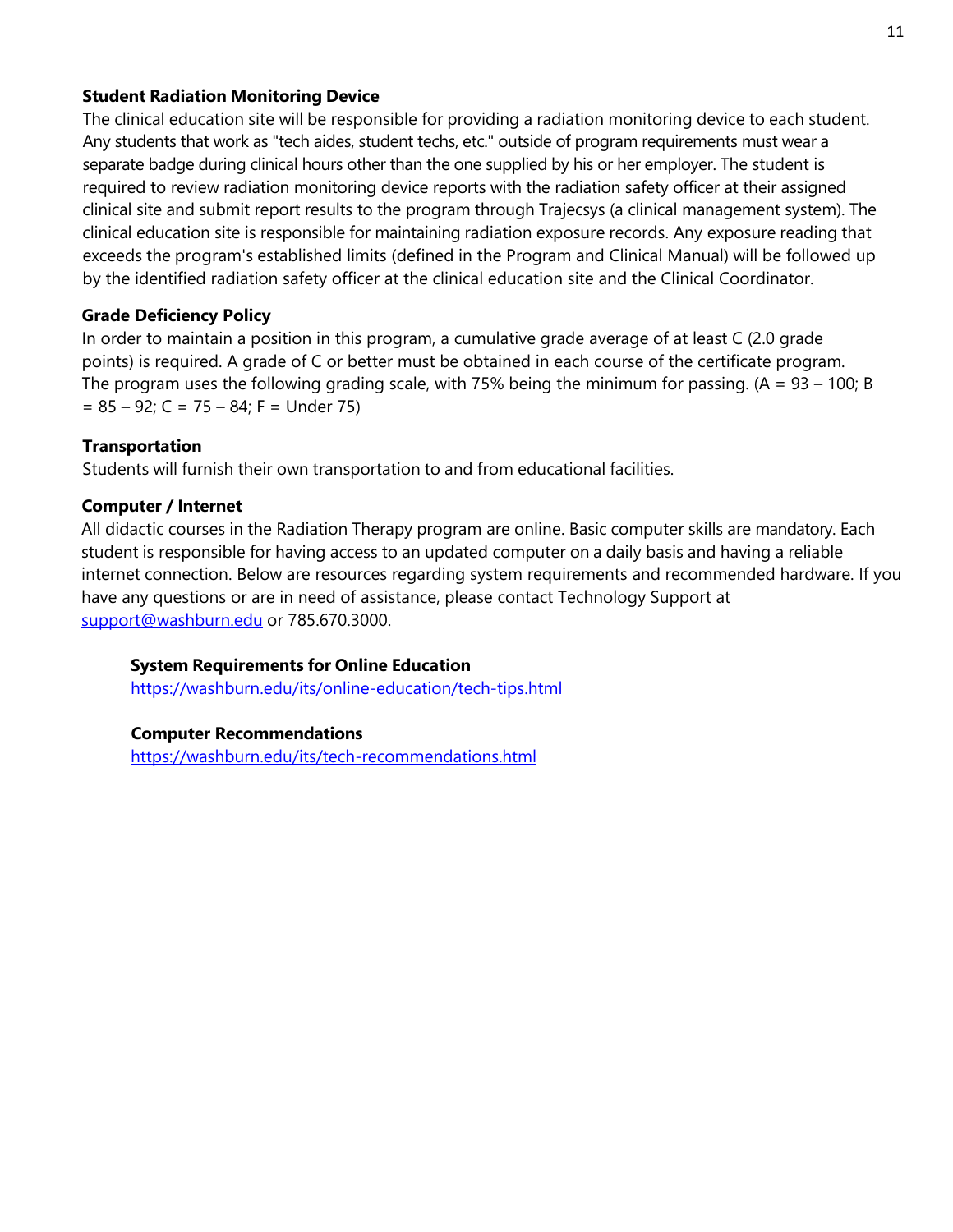**Student Radiation Monitoring Device**

The clinical education site will be responsible for providing a radiation monitoring device to each student. Any students that work as "tech aides, student techs, etc." outside of program requirements must wear a separate badge during clinical hours other than the one supplied by his or her employer. The student is required to review radiation monitoring device reports with the radiation safety officer at their assigned clinical site and submit report results to the program through Trajecsys (a clinical management system). The clinical education site is responsible for maintaining radiation exposure records. Any exposure reading that exceeds the program's established limits (defined in the Program and Clinical Manual) will be followed up by the identified radiation safety officer at the clinical education site and the Clinical Coordinator.

**Grade Deficiency Policy**

In order to maintain a position in this program, a cumulative grade average of at least C (2.0 grade points) is required. A grade of C or better must be obtained in each course of the certificate program. The program uses the following grading scale, with 75% being the minimum for passing. (A = 93 – 100; B = 85 – 92; C = 75 – 84; F = Under 75)

**Transportation**

Students will furnish their own transportation to and from educational facilities.

**Computer / Internet**

All didactic courses in the Radiation Therapy program are online. Basic computer skills are mandatory. Each student is responsible for having access to an updated computer on a daily basis and having a reliable internet connection. Below are resources regarding system requirements and recommended hardware. If you have any questions or are in need of assistance, please contact Technology Support at [support@washburn.edu](mailto:support@washburn.edu) or 785.670.3000.

**System Requirements for Online Education**

https://washburn.edu/its/online-education/tech-tips.html

**Computer Recommendations**

https://washburn.edu/its/tech-recommendations.html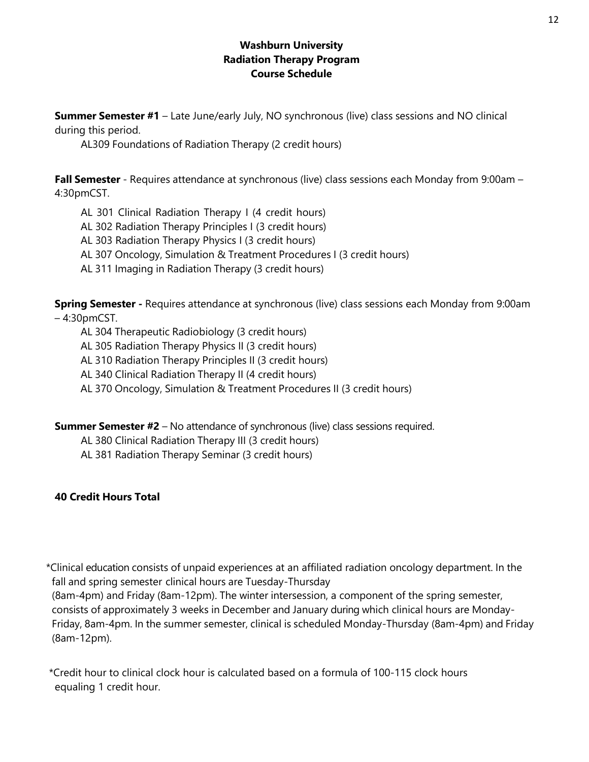# Washburn University
## Radiation Therapy Program
### Course Schedule

**Summer Semester #1** – Late June/early July, NO synchronous (live) class sessions and NO clinical during this period.

AL309 Foundations of Radiation Therapy (2 credit hours)

**Fall Semester** - Requires attendance at synchronous (live) class sessions each Monday from 9:00am – 4:30pmCST.

AL 301 Clinical Radiation Therapy I (4 credit hours)
AL 302 Radiation Therapy Principles I (3 credit hours)
AL 303 Radiation Therapy Physics I (3 credit hours)
AL 307 Oncology, Simulation & Treatment Procedures I (3 credit hours)
AL 311 Imaging in Radiation Therapy (3 credit hours)

**Spring Semester -** Requires attendance at synchronous (live) class sessions each Monday from 9:00am – 4:30pmCST.

AL 304 Therapeutic Radiobiology (3 credit hours)
AL 305 Radiation Therapy Physics II (3 credit hours)
AL 310 Radiation Therapy Principles II (3 credit hours)
AL 340 Clinical Radiation Therapy II (4 credit hours)
AL 370 Oncology, Simulation & Treatment Procedures II (3 credit hours)

**Summer Semester #2** – No attendance of synchronous (live) class sessions required.

AL 380 Clinical Radiation Therapy III (3 credit hours)
AL 381 Radiation Therapy Seminar (3 credit hours)

**40 Credit Hours Total**

*Clinical education consists of unpaid experiences at an affiliated radiation oncology department. In the fall and spring semester clinical hours are Tuesday-Thursday (8am-4pm) and Friday (8am-12pm). The winter intersession, a component of the spring semester, consists of approximately 3 weeks in December and January during which clinical hours are Monday-Friday, 8am-4pm. In the summer semester, clinical is scheduled Monday-Thursday (8am-4pm) and Friday (8am-12pm).

*Credit hour to clinical clock hour is calculated based on a formula of 100-115 clock hours equaling 1 credit hour.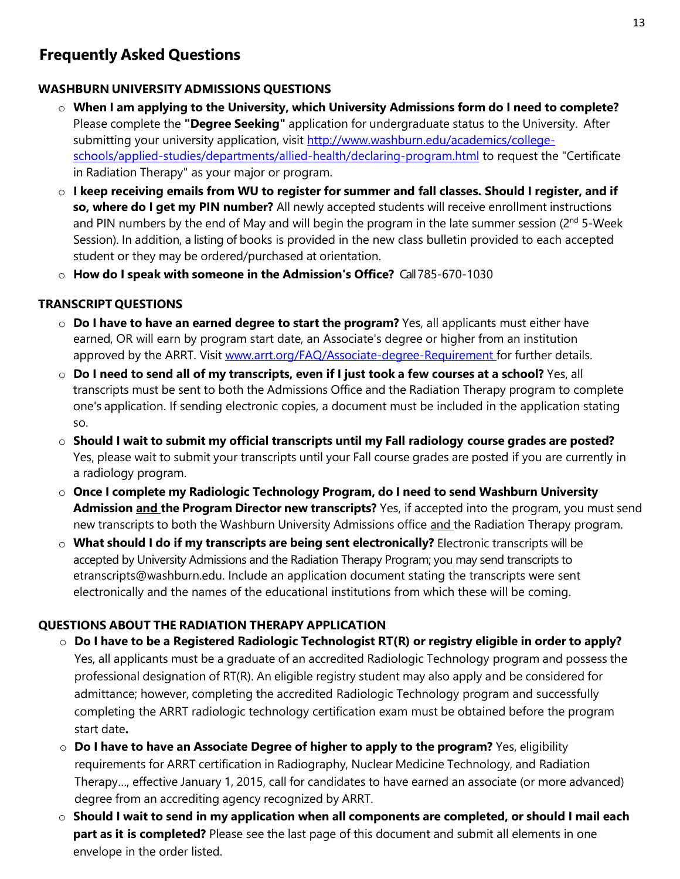## Frequently Asked Questions

### WASHBURN UNIVERSITY ADMISSIONS QUESTIONS

- **When I am applying to the University, which University Admissions form do I need to complete?** Please complete the **"Degree Seeking"** application for undergraduate status to the University. After submitting your university application, visit http://www.washburn.edu/academics/college-schools/applied-studies/departments/allied-health/declaring-program.html to request the "Certificate in Radiation Therapy" as your major or program.
- **I keep receiving emails from WU to register for summer and fall classes. Should I register, and if so, where do I get my PIN number?** All newly accepted students will receive enrollment instructions and PIN numbers by the end of May and will begin the program in the late summer session (2nd 5-Week Session). In addition, a listing of books is provided in the new class bulletin provided to each accepted student or they may be ordered/purchased at orientation.
- **How do I speak with someone in the Admission's Office?** Call 785-670-1030

### TRANSCRIPT QUESTIONS

- **Do I have to have an earned degree to start the program?** Yes, all applicants must either have earned, OR will earn by program start date, an Associate's degree or higher from an institution approved by the ARRT. Visit www.arrt.org/FAQ/Associate-degree-Requirement for further details.
- **Do I need to send all of my transcripts, even if I just took a few courses at a school?** Yes, all transcripts must be sent to both the Admissions Office and the Radiation Therapy program to complete one's application. If sending electronic copies, a document must be included in the application stating so.
- **Should I wait to submit my official transcripts until my Fall radiology course grades are posted?** Yes, please wait to submit your transcripts until your Fall course grades are posted if you are currently in a radiology program.
- **Once I complete my Radiologic Technology Program, do I need to send Washburn University Admission and the Program Director new transcripts?** Yes, if accepted into the program, you must send new transcripts to both the Washburn University Admissions office and the Radiation Therapy program.
- **What should I do if my transcripts are being sent electronically?** Electronic transcripts will be accepted by University Admissions and the Radiation Therapy Program; you may send transcripts to etranscripts@washburn.edu. Include an application document stating the transcripts were sent electronically and the names of the educational institutions from which these will be coming.

### QUESTIONS ABOUT THE RADIATION THERAPY APPLICATION

- **Do I have to be a Registered Radiologic Technologist RT(R) or registry eligible in order to apply?** Yes, all applicants must be a graduate of an accredited Radiologic Technology program and possess the professional designation of RT(R). An eligible registry student may also apply and be considered for admittance; however, completing the accredited Radiologic Technology program and successfully completing the ARRT radiologic technology certification exam must be obtained before the program start date**.**
- **Do I have to have an Associate Degree of higher to apply to the program?** Yes, eligibility requirements for ARRT certification in Radiography, Nuclear Medicine Technology, and Radiation Therapy…, effective January 1, 2015, call for candidates to have earned an associate (or more advanced) degree from an accrediting agency recognized by ARRT.
- **Should I wait to send in my application when all components are completed, or should I mail each part as it is completed?** Please see the last page of this document and submit all elements in one envelope in the order listed.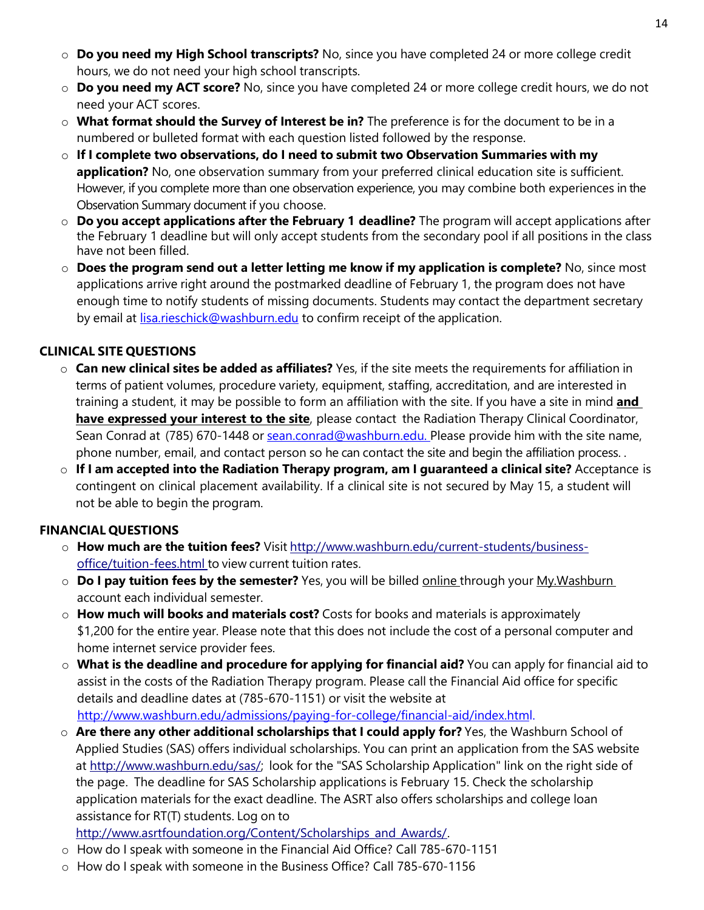- **Do you need my High School transcripts?** No, since you have completed 24 or more college credit hours, we do not need your high school transcripts.
- **Do you need my ACT score?** No, since you have completed 24 or more college credit hours, we do not need your ACT scores.
- **What format should the Survey of Interest be in?** The preference is for the document to be in a numbered or bulleted format with each question listed followed by the response.
- **If I complete two observations, do I need to submit two Observation Summaries with my application?** No, one observation summary from your preferred clinical education site is sufficient. However, if you complete more than one observation experience, you may combine both experiences in the Observation Summary document if you choose.
- **Do you accept applications after the February 1 deadline?** The program will accept applications after the February 1 deadline but will only accept students from the secondary pool if all positions in the class have not been filled.
- **Does the program send out a letter letting me know if my application is complete?** No, since most applications arrive right around the postmarked deadline of February 1, the program does not have enough time to notify students of missing documents. Students may contact the department secretary by email at lisa.rieschick@washburn.edu to confirm receipt of the application.

## CLINICAL SITE QUESTIONS

- **Can new clinical sites be added as affiliates?** Yes, if the site meets the requirements for affiliation in terms of patient volumes, procedure variety, equipment, staffing, accreditation, and are interested in training a student, it may be possible to form an affiliation with the site. If you have a site in mind **and have expressed your interest to the site**, please contact the Radiation Therapy Clinical Coordinator, Sean Conrad at (785) 670-1448 or sean.conrad@washburn.edu. Please provide him with the site name, phone number, email, and contact person so he can contact the site and begin the affiliation process. .
- **If I am accepted into the Radiation Therapy program, am I guaranteed a clinical site?** Acceptance is contingent on clinical placement availability. If a clinical site is not secured by May 15, a student will not be able to begin the program.

## FINANCIAL QUESTIONS

- **How much are the tuition fees?** Visit http://www.washburn.edu/current-students/business-office/tuition-fees.html to view current tuition rates.
- **Do I pay tuition fees by the semester?** Yes, you will be billed online through your My.Washburn account each individual semester.
- **How much will books and materials cost?** Costs for books and materials is approximately $1,200 for the entire year. Please note that this does not include the cost of a personal computer and home internet service provider fees.
- **What is the deadline and procedure for applying for financial aid?** You can apply for financial aid to assist in the costs of the Radiation Therapy program. Please call the Financial Aid office for specific details and deadline dates at (785-670-1151) or visit the website at http://www.washburn.edu/admissions/paying-for-college/financial-aid/index.html.
- **Are there any other additional scholarships that I could apply for?** Yes, the Washburn School of Applied Studies (SAS) offers individual scholarships. You can print an application from the SAS website at http://www.washburn.edu/sas/; look for the "SAS Scholarship Application" link on the right side of the page. The deadline for SAS Scholarship applications is February 15. Check the scholarship application materials for the exact deadline. The ASRT also offers scholarships and college loan assistance for RT(T) students. Log on to http://www.asrtfoundation.org/Content/Scholarships_and_Awards/.
- How do I speak with someone in the Financial Aid Office? Call 785-670-1151
- How do I speak with someone in the Business Office? Call 785-670-1156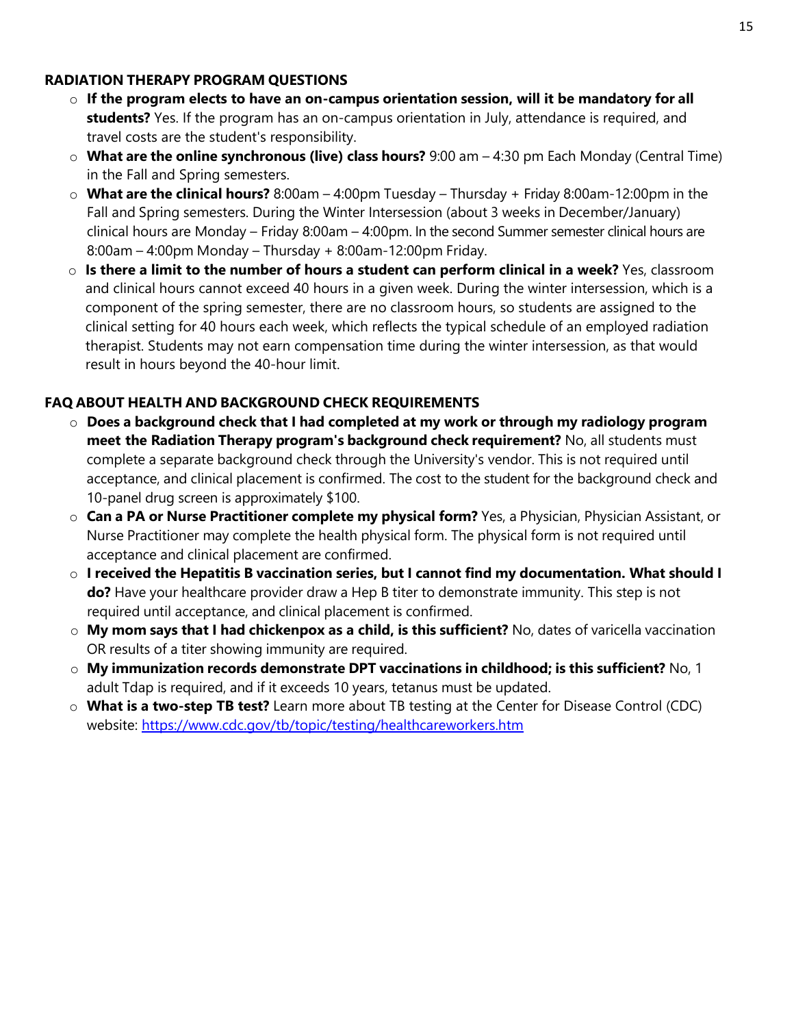## RADIATION THERAPY PROGRAM QUESTIONS

- **If the program elects to have an on-campus orientation session, will it be mandatory for all students?** Yes. If the program has an on-campus orientation in July, attendance is required, and travel costs are the student's responsibility.
- **What are the online synchronous (live) class hours?** 9:00 am – 4:30 pm Each Monday (Central Time) in the Fall and Spring semesters.
- **What are the clinical hours?** 8:00am – 4:00pm Tuesday – Thursday + Friday 8:00am-12:00pm in the Fall and Spring semesters. During the Winter Intersession (about 3 weeks in December/January) clinical hours are Monday – Friday 8:00am – 4:00pm. In the second Summer semester clinical hours are 8:00am – 4:00pm Monday – Thursday + 8:00am-12:00pm Friday.
- **Is there a limit to the number of hours a student can perform clinical in a week?** Yes, classroom and clinical hours cannot exceed 40 hours in a given week. During the winter intersession, which is a component of the spring semester, there are no classroom hours, so students are assigned to the clinical setting for 40 hours each week, which reflects the typical schedule of an employed radiation therapist. Students may not earn compensation time during the winter intersession, as that would result in hours beyond the 40-hour limit.

## FAQ ABOUT HEALTH AND BACKGROUND CHECK REQUIREMENTS

- **Does a background check that I had completed at my work or through my radiology program meet the Radiation Therapy program's background check requirement?** No, all students must complete a separate background check through the University's vendor. This is not required until acceptance, and clinical placement is confirmed. The cost to the student for the background check and 10-panel drug screen is approximately $100.
- **Can a PA or Nurse Practitioner complete my physical form?** Yes, a Physician, Physician Assistant, or Nurse Practitioner may complete the health physical form. The physical form is not required until acceptance and clinical placement are confirmed.
- **I received the Hepatitis B vaccination series, but I cannot find my documentation. What should I do?** Have your healthcare provider draw a Hep B titer to demonstrate immunity. This step is not required until acceptance, and clinical placement is confirmed.
- **My mom says that I had chickenpox as a child, is this sufficient?** No, dates of varicella vaccination OR results of a titer showing immunity are required.
- **My immunization records demonstrate DPT vaccinations in childhood; is this sufficient?** No, 1 adult Tdap is required, and if it exceeds 10 years, tetanus must be updated.
- **What is a two-step TB test?** Learn more about TB testing at the Center for Disease Control (CDC) website: [https://www.cdc.gov/tb/topic/testing/healthcareworkers.htm](https://www.cdc.gov/tb/topic/testing/healthcareworkers.htm)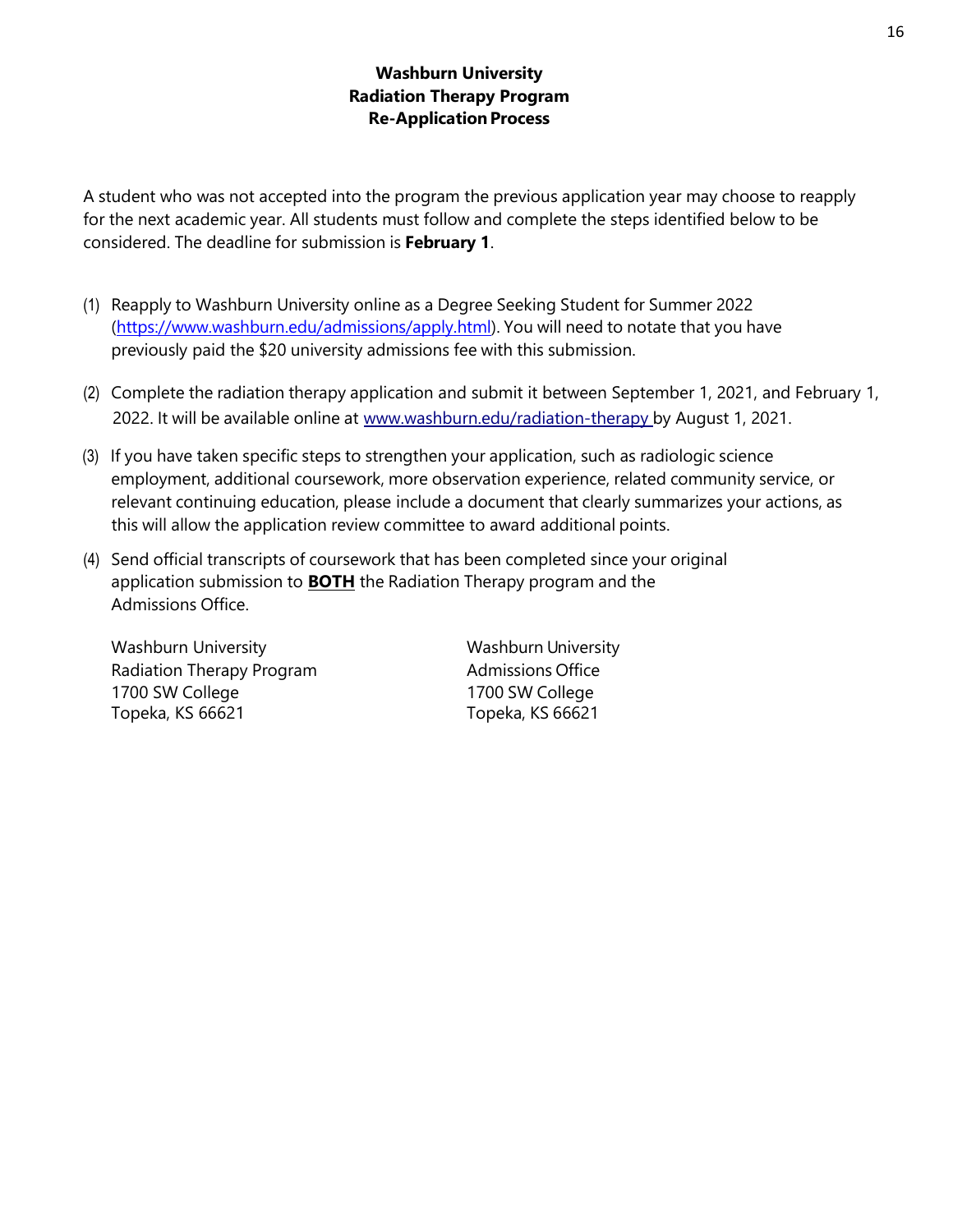# Washburn University
## Radiation Therapy Program
## Re-Application Process

A student who was not accepted into the program the previous application year may choose to reapply for the next academic year. All students must follow and complete the steps identified below to be considered. The deadline for submission is **February 1**.

(1) Reapply to Washburn University online as a Degree Seeking Student for Summer 2022 (https://www.washburn.edu/admissions/apply.html). You will need to notate that you have previously paid the $20 university admissions fee with this submission.

(2) Complete the radiation therapy application and submit it between September 1, 2021, and February 1, 2022. It will be available online at www.washburn.edu/radiation-therapy by August 1, 2021.

(3) If you have taken specific steps to strengthen your application, such as radiologic science employment, additional coursework, more observation experience, related community service, or relevant continuing education, please include a document that clearly summarizes your actions, as this will allow the application review committee to award additional points.

(4) Send official transcripts of coursework that has been completed since your original application submission to **BOTH** the Radiation Therapy program and the Admissions Office.

Washburn University
Radiation Therapy Program
1700 SW College
Topeka, KS 66621

Washburn University
Admissions Office
1700 SW College
Topeka, KS 66621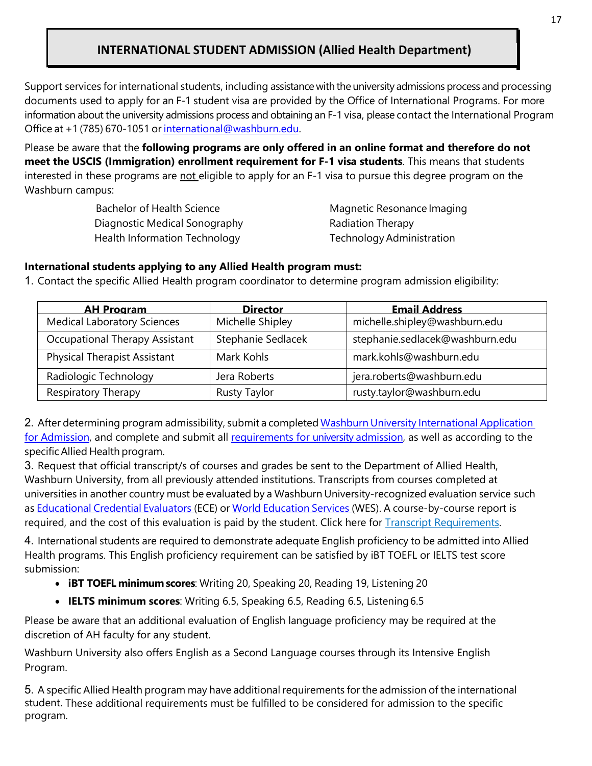# INTERNATIONAL STUDENT ADMISSION (Allied Health Department)

Support services for international students, including assistance with the university admissions process and processing documents used to apply for an F-1 student visa are provided by the Office of International Programs. For more information about the university admissions process and obtaining an F-1 visa, please contact the International Program Office at +1 (785) 670-1051 or international@washburn.edu.

Please be aware that the **following programs are only offered in an online format and therefore do not meet the USCIS (Immigration) enrollment requirement for F-1 visa students**. This means that students interested in these programs are not eligible to apply for an F-1 visa to pursue this degree program on the Washburn campus:

- Bachelor of Health Science
- Diagnostic Medical Sonography
- Health Information Technology
- Magnetic Resonance Imaging
- Radiation Therapy
- Technology Administration

**International students applying to any Allied Health program must:**

1. Contact the specific Allied Health program coordinator to determine program admission eligibility:

| AH Program | Director | Email Address |
|---|---|---|
| Medical Laboratory Sciences | Michelle Shipley | michelle.shipley@washburn.edu |
| Occupational Therapy Assistant | Stephanie Sedlacek | stephanie.sedlacek@washburn.edu |
| Physical Therapist Assistant | Mark Kohls | mark.kohls@washburn.edu |
| Radiologic Technology | Jera Roberts | jera.roberts@washburn.edu |
| Respiratory Therapy | Rusty Taylor | rusty.taylor@washburn.edu |

2. After determining program admissibility, submit a completed Washburn University International Application for Admission, and complete and submit all requirements for university admission, as well as according to the specific Allied Health program.
3. Request that official transcript/s of courses and grades be sent to the Department of Allied Health, Washburn University, from all previously attended institutions. Transcripts from courses completed at universities in another country must be evaluated by a Washburn University-recognized evaluation service such as Educational Credential Evaluators (ECE) or World Education Services (WES). A course-by-course report is required, and the cost of this evaluation is paid by the student. Click here for Transcript Requirements.
4. International students are required to demonstrate adequate English proficiency to be admitted into Allied Health programs. This English proficiency requirement can be satisfied by iBT TOEFL or IELTS test score submission:
   - **iBT TOEFL minimum scores**: Writing 20, Speaking 20, Reading 19, Listening 20
   - **IELTS minimum scores**: Writing 6.5, Speaking 6.5, Reading 6.5, Listening 6.5

   Please be aware that an additional evaluation of English language proficiency may be required at the discretion of AH faculty for any student.

   Washburn University also offers English as a Second Language courses through its Intensive English Program.
5. A specific Allied Health program may have additional requirements for the admission of the international student. These additional requirements must be fulfilled to be considered for admission to the specific program.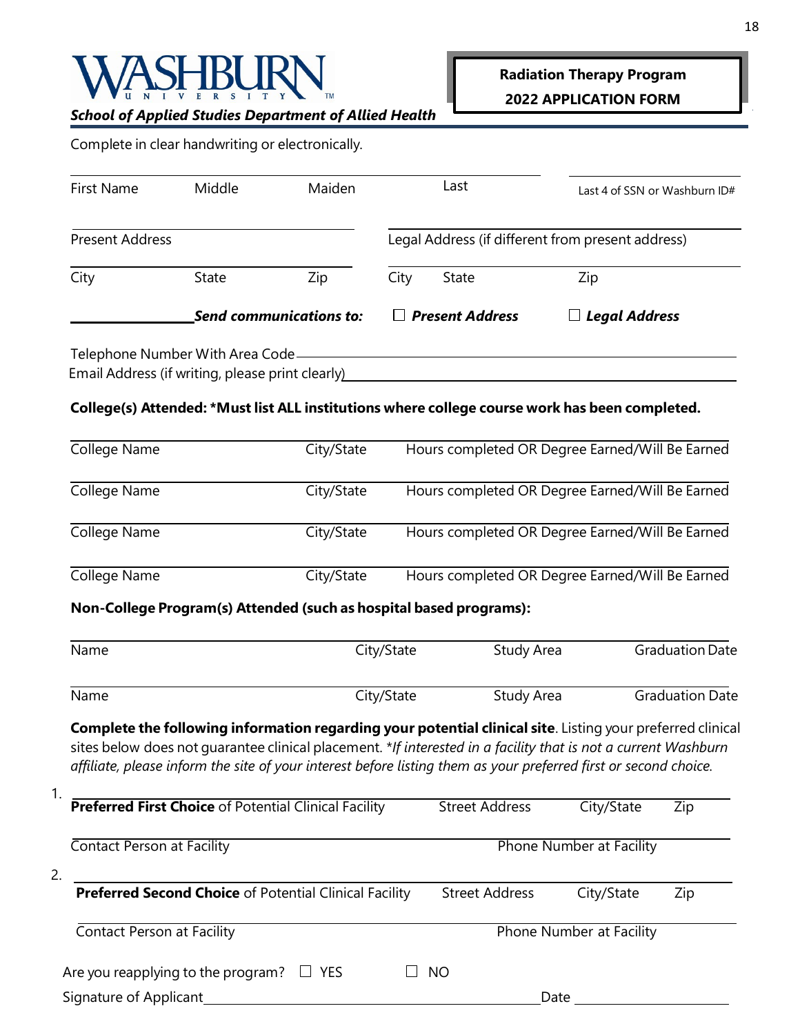**WASHBURN UNIVERSITY**

***School of Applied Studies Department of Allied Health***

**Radiation Therapy Program**

**2022 APPLICATION FORM**

Complete in clear handwriting or electronically.

| First Name | Middle | Maiden | Last | Last 4 of SSN or Washburn ID# |
|---|---|---|---|---|

Present Address ______________________ Legal Address (if different from present address) ______________________

| City | State | Zip | City | State | Zip |
|---|---|---|---|---|---|

_______________ ***Send communications to:*** ☐ ***Present Address*** ☐ ***Legal Address***

Telephone Number With Area Code ______________________

Email Address (if writing, please print clearly) ______________________

**College(s) Attended: *Must list ALL institutions where college course work has been completed.**

| College Name | City/State | Hours completed OR Degree Earned/Will Be Earned |
|---|---|---|
| College Name | City/State | Hours completed OR Degree Earned/Will Be Earned |
| College Name | City/State | Hours completed OR Degree Earned/Will Be Earned |
| College Name | City/State | Hours completed OR Degree Earned/Will Be Earned |

**Non-College Program(s) Attended (such as hospital based programs):**

| Name | City/State | Study Area | Graduation Date |
|---|---|---|---|
| Name | City/State | Study Area | Graduation Date |

**Complete the following information regarding your potential clinical site**. Listing your preferred clinical sites below does not guarantee clinical placement. **If interested in a facility that is not a current Washburn affiliate, please inform the site of your interest before listing them as your preferred first or second choice.*

1.

| **Preferred First Choice** of Potential Clinical Facility | Street Address | City/State | Zip |
|---|---|---|---|

Contact Person at Facility ______________________ Phone Number at Facility ______________________

2.

| **Preferred Second Choice** of Potential Clinical Facility | Street Address | City/State | Zip |
|---|---|---|---|

Contact Person at Facility ______________________ Phone Number at Facility ______________________

Are you reapplying to the program? ☐ YES ☐ NO

Signature of Applicant ______________________ Date ______________________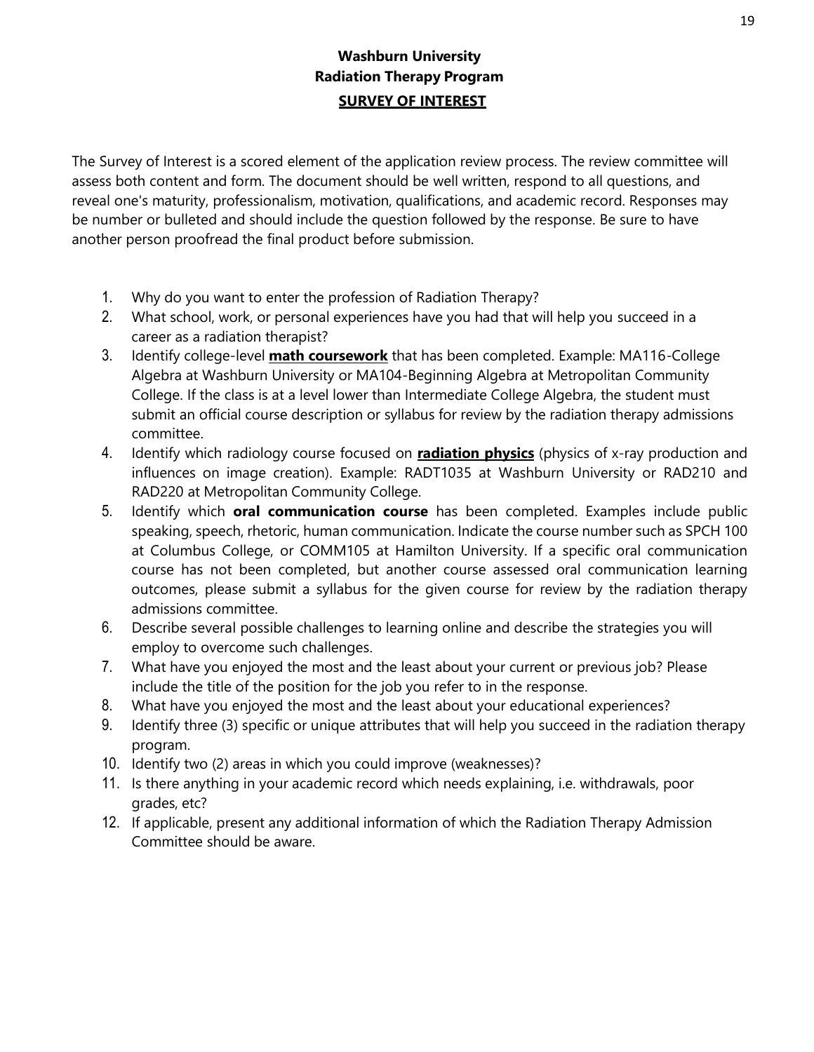# Washburn University
## Radiation Therapy Program
### SURVEY OF INTEREST

The Survey of Interest is a scored element of the application review process. The review committee will assess both content and form. The document should be well written, respond to all questions, and reveal one's maturity, professionalism, motivation, qualifications, and academic record. Responses may be number or bulleted and should include the question followed by the response. Be sure to have another person proofread the final product before submission.

1. Why do you want to enter the profession of Radiation Therapy?
2. What school, work, or personal experiences have you had that will help you succeed in a career as a radiation therapist?
3. Identify college-level **math coursework** that has been completed. Example: MA116-College Algebra at Washburn University or MA104-Beginning Algebra at Metropolitan Community College. If the class is at a level lower than Intermediate College Algebra, the student must submit an official course description or syllabus for review by the radiation therapy admissions committee.
4. Identify which radiology course focused on **radiation physics** (physics of x-ray production and influences on image creation). Example: RADT1035 at Washburn University or RAD210 and RAD220 at Metropolitan Community College.
5. Identify which **oral communication course** has been completed. Examples include public speaking, speech, rhetoric, human communication. Indicate the course number such as SPCH 100 at Columbus College, or COMM105 at Hamilton University. If a specific oral communication course has not been completed, but another course assessed oral communication learning outcomes, please submit a syllabus for the given course for review by the radiation therapy admissions committee.
6. Describe several possible challenges to learning online and describe the strategies you will employ to overcome such challenges.
7. What have you enjoyed the most and the least about your current or previous job? Please include the title of the position for the job you refer to in the response.
8. What have you enjoyed the most and the least about your educational experiences?
9. Identify three (3) specific or unique attributes that will help you succeed in the radiation therapy program.
10. Identify two (2) areas in which you could improve (weaknesses)?
11. Is there anything in your academic record which needs explaining, i.e. withdrawals, poor grades, etc?
12. If applicable, present any additional information of which the Radiation Therapy Admission Committee should be aware.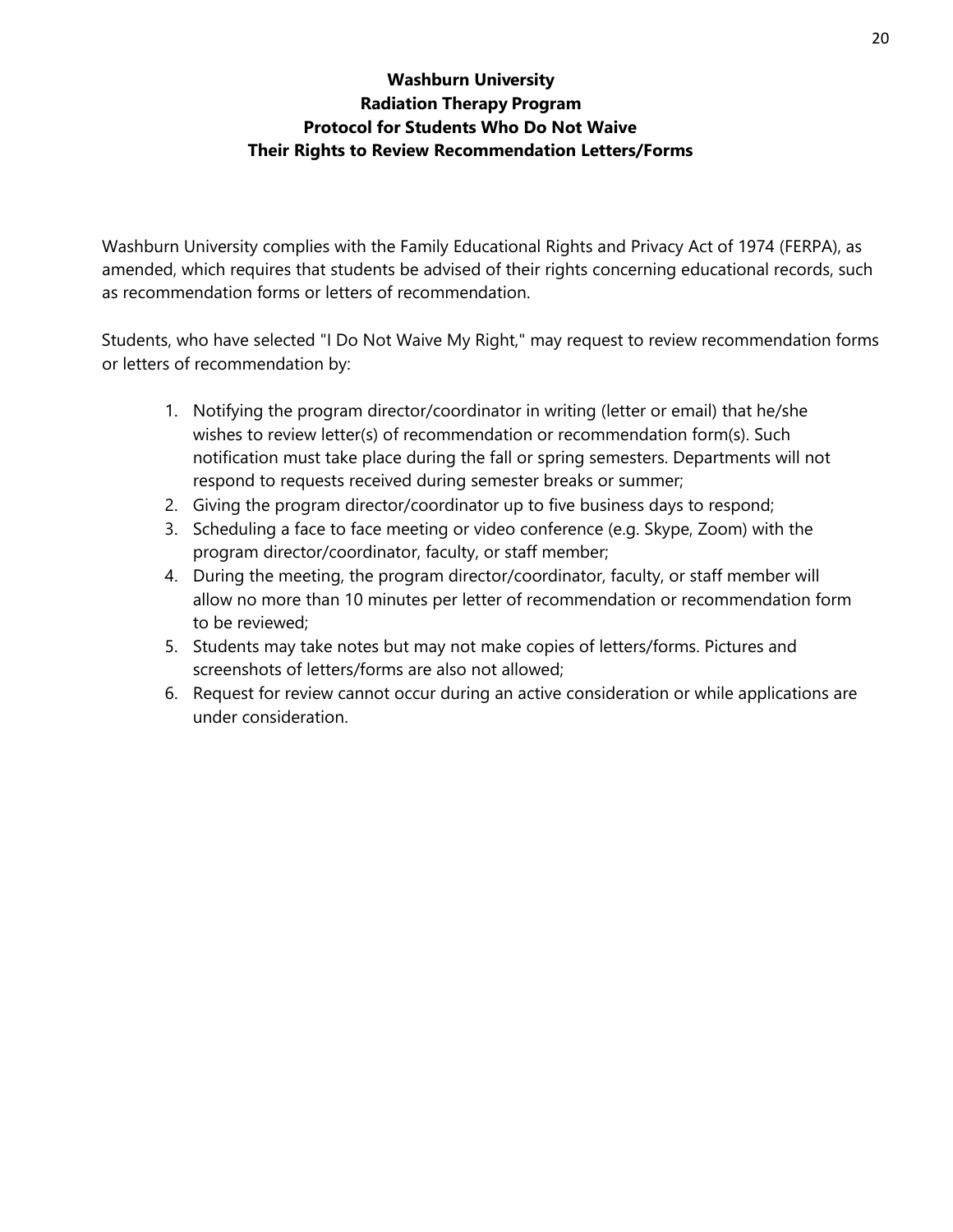# Washburn University
## Radiation Therapy Program
## Protocol for Students Who Do Not Waive Their Rights to Review Recommendation Letters/Forms

Washburn University complies with the Family Educational Rights and Privacy Act of 1974 (FERPA), as amended, which requires that students be advised of their rights concerning educational records, such as recommendation forms or letters of recommendation.

Students, who have selected "I Do Not Waive My Right," may request to review recommendation forms or letters of recommendation by:

1. Notifying the program director/coordinator in writing (letter or email) that he/she wishes to review letter(s) of recommendation or recommendation form(s). Such notification must take place during the fall or spring semesters. Departments will not respond to requests received during semester breaks or summer;
2. Giving the program director/coordinator up to five business days to respond;
3. Scheduling a face to face meeting or video conference (e.g. Skype, Zoom) with the program director/coordinator, faculty, or staff member;
4. During the meeting, the program director/coordinator, faculty, or staff member will allow no more than 10 minutes per letter of recommendation or recommendation form to be reviewed;
5. Students may take notes but may not make copies of letters/forms. Pictures and screenshots of letters/forms are also not allowed;
6. Request for review cannot occur during an active consideration or while applications are under consideration.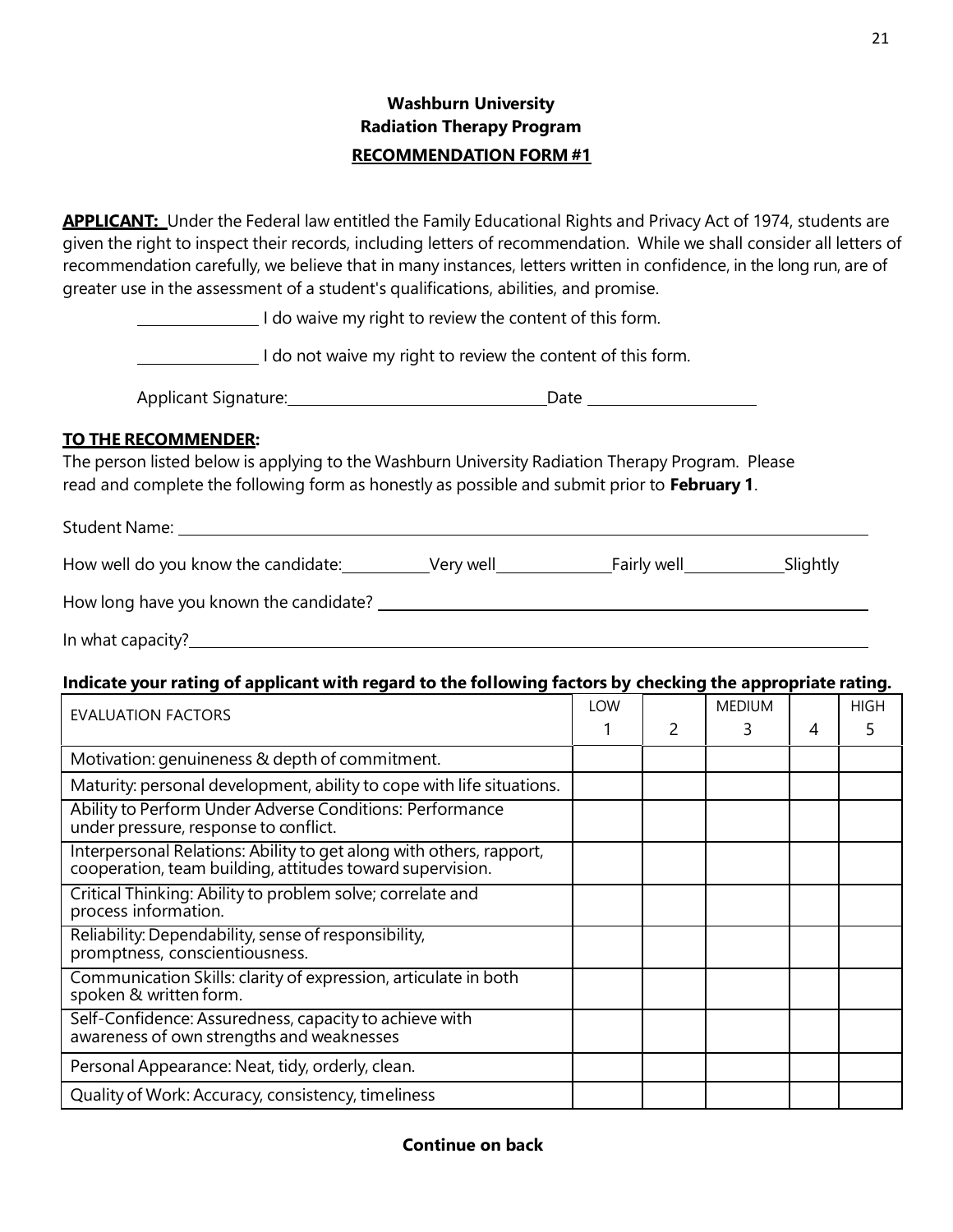**Washburn University**
**Radiation Therapy Program**
**RECOMMENDATION FORM #1**

**APPLICANT:** Under the Federal law entitled the Family Educational Rights and Privacy Act of 1974, students are given the right to inspect their records, including letters of recommendation. While we shall consider all letters of recommendation carefully, we believe that in many instances, letters written in confidence, in the long run, are of greater use in the assessment of a student's qualifications, abilities, and promise.

\_\_\_\_\_\_\_\_\_\_\_\_\_\_\_ I do waive my right to review the content of this form.

\_\_\_\_\_\_\_\_\_\_\_\_\_\_\_ I do not waive my right to review the content of this form.

Applicant Signature: \_\_\_\_\_\_\_\_\_\_\_\_\_\_\_\_\_\_\_\_\_\_\_\_\_\_\_\_\_\_\_\_\_\_ Date \_\_\_\_\_\_\_\_\_\_\_\_\_\_\_\_\_\_\_\_\_\_

**TO THE RECOMMENDER:**
The person listed below is applying to the Washburn University Radiation Therapy Program. Please read and complete the following form as honestly as possible and submit prior to **February 1**.

Student Name: \_\_\_\_\_\_\_\_\_\_\_\_\_\_\_\_\_\_\_\_\_\_\_\_\_\_\_\_\_\_\_\_\_\_\_\_\_\_\_\_\_\_\_\_\_\_\_\_\_\_\_\_\_\_\_\_\_\_\_\_\_\_\_\_\_\_\_\_\_\_\_\_

How well do you know the candidate: \_\_\_\_\_\_\_\_\_\_ Very well \_\_\_\_\_\_\_\_\_\_\_\_\_\_ Fairly well \_\_\_\_\_\_\_\_\_\_\_\_ Slightly

How long have you known the candidate? \_\_\_\_\_\_\_\_\_\_\_\_\_\_\_\_\_\_\_\_\_\_\_\_\_\_\_\_\_\_\_\_\_\_\_\_\_\_\_\_\_\_\_\_\_\_\_\_\_\_\_\_\_\_\_\_

In what capacity? \_\_\_\_\_\_\_\_\_\_\_\_\_\_\_\_\_\_\_\_\_\_\_\_\_\_\_\_\_\_\_\_\_\_\_\_\_\_\_\_\_\_\_\_\_\_\_\_\_\_\_\_\_\_\_\_\_\_\_\_\_\_\_\_\_\_\_\_\_\_\_\_\_\_

**Indicate your rating of applicant with regard to the following factors by checking the appropriate rating.**

| EVALUATION FACTORS | LOW 1 | 2 | MEDIUM 3 | 4 | HIGH 5 |
|---|---|---|---|---|---|
| Motivation: genuineness & depth of commitment. | | | | | |
| Maturity: personal development, ability to cope with life situations. | | | | | |
| Ability to Perform Under Adverse Conditions: Performance under pressure, response to conflict. | | | | | |
| Interpersonal Relations: Ability to get along with others, rapport, cooperation, team building, attitudes toward supervision. | | | | | |
| Critical Thinking: Ability to problem solve; correlate and process information. | | | | | |
| Reliability: Dependability, sense of responsibility, promptness, conscientiousness. | | | | | |
| Communication Skills: clarity of expression, articulate in both spoken & written form. | | | | | |
| Self-Confidence: Assuredness, capacity to achieve with awareness of own strengths and weaknesses | | | | | |
| Personal Appearance: Neat, tidy, orderly, clean. | | | | | |
| Quality of Work: Accuracy, consistency, timeliness | | | | | |

**Continue on back**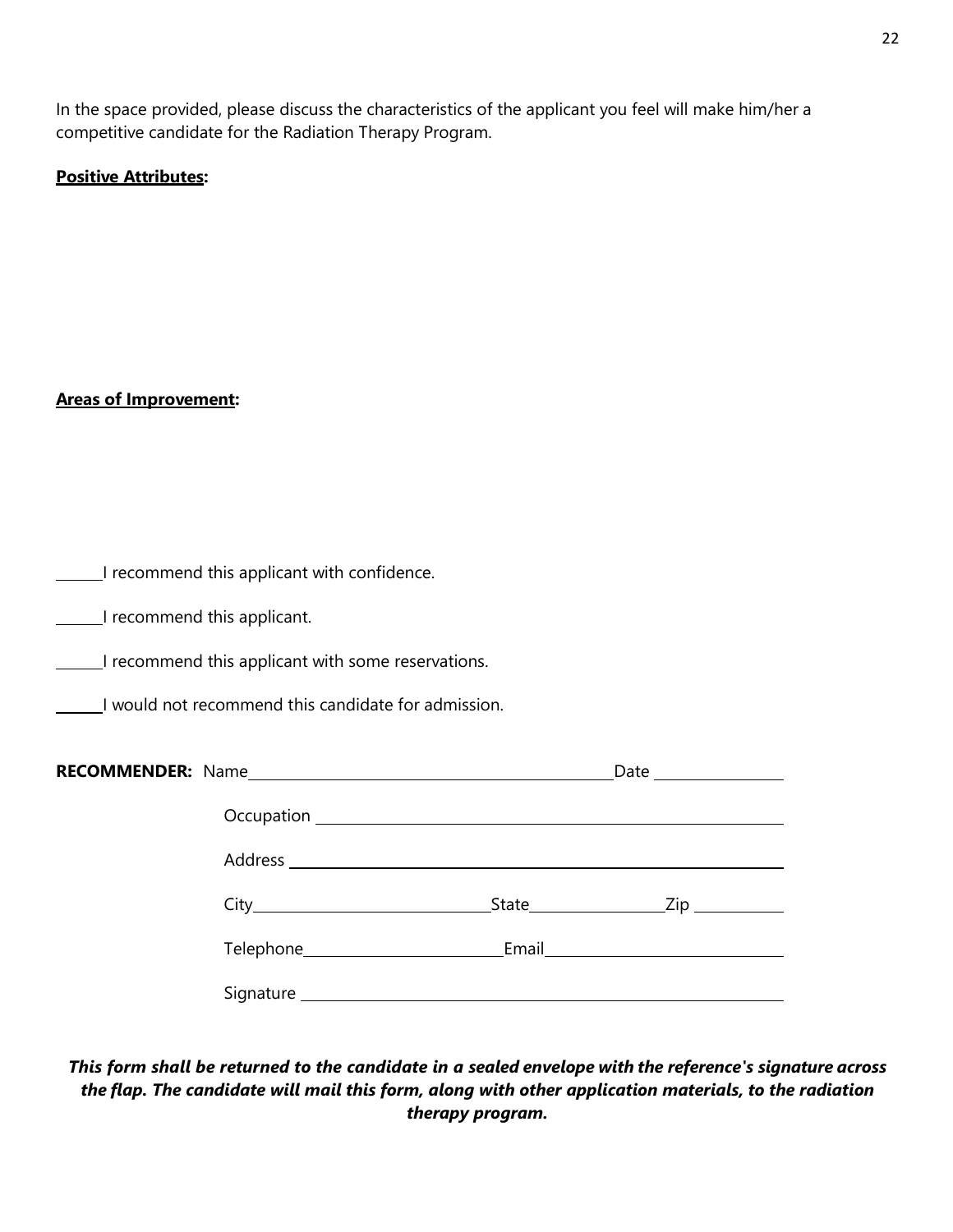In the space provided, please discuss the characteristics of the applicant you feel will make him/her a competitive candidate for the Radiation Therapy Program.

**Positive Attributes:**

**Areas of Improvement:**

______I recommend this applicant with confidence.

______I recommend this applicant.

______I recommend this applicant with some reservations.

______I would not recommend this candidate for admission.

**RECOMMENDER:** Name________________________________________ Date _______________

Occupation ______________________________________________________

Address ________________________________________________________

City___________________________ State_______________ Zip __________

Telephone_______________________ Email___________________________

Signature _______________________________________________________

***This form shall be returned to the candidate in a sealed envelope with the reference's signature across the flap. The candidate will mail this form, along with other application materials, to the radiation therapy program.***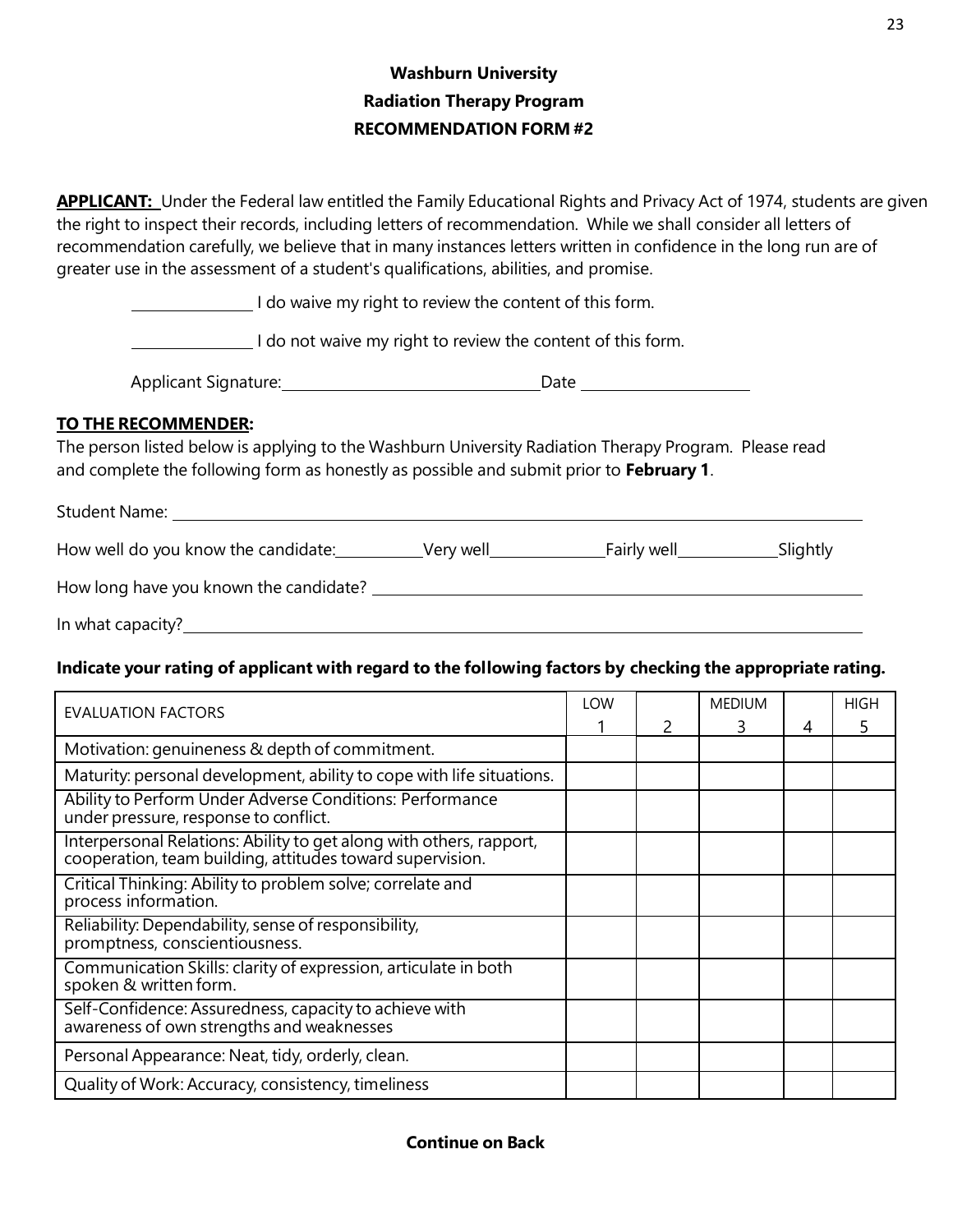**Washburn University**

**Radiation Therapy Program**

**RECOMMENDATION FORM #2**

**APPLICANT:** Under the Federal law entitled the Family Educational Rights and Privacy Act of 1974, students are given the right to inspect their records, including letters of recommendation. While we shall consider all letters of recommendation carefully, we believe that in many instances letters written in confidence in the long run are of greater use in the assessment of a student's qualifications, abilities, and promise.

_______________ I do waive my right to review the content of this form.

_______________ I do not waive my right to review the content of this form.

Applicant Signature: _______________________________ Date ____________________

**TO THE RECOMMENDER:**

The person listed below is applying to the Washburn University Radiation Therapy Program. Please read and complete the following form as honestly as possible and submit prior to **February 1**.

Student Name: ________________________________________________________________________

How well do you know the candidate: __________ Very well _____________ Fairly well ___________ Slightly

How long have you known the candidate? _____________________________________________

In what capacity? ______________________________________________________________________

**Indicate your rating of applicant with regard to the following factors by checking the appropriate rating.**

| EVALUATION FACTORS | LOW 1 | 2 | MEDIUM 3 | 4 | HIGH 5 |
|---|---|---|---|---|---|
| Motivation: genuineness & depth of commitment. | | | | | |
| Maturity: personal development, ability to cope with life situations. | | | | | |
| Ability to Perform Under Adverse Conditions: Performance under pressure, response to conflict. | | | | | |
| Interpersonal Relations: Ability to get along with others, rapport, cooperation, team building, attitudes toward supervision. | | | | | |
| Critical Thinking: Ability to problem solve; correlate and process information. | | | | | |
| Reliability: Dependability, sense of responsibility, promptness, conscientiousness. | | | | | |
| Communication Skills: clarity of expression, articulate in both spoken & written form. | | | | | |
| Self-Confidence: Assuredness, capacity to achieve with awareness of own strengths and weaknesses | | | | | |
| Personal Appearance: Neat, tidy, orderly, clean. | | | | | |
| Quality of Work: Accuracy, consistency, timeliness | | | | | |

**Continue on Back**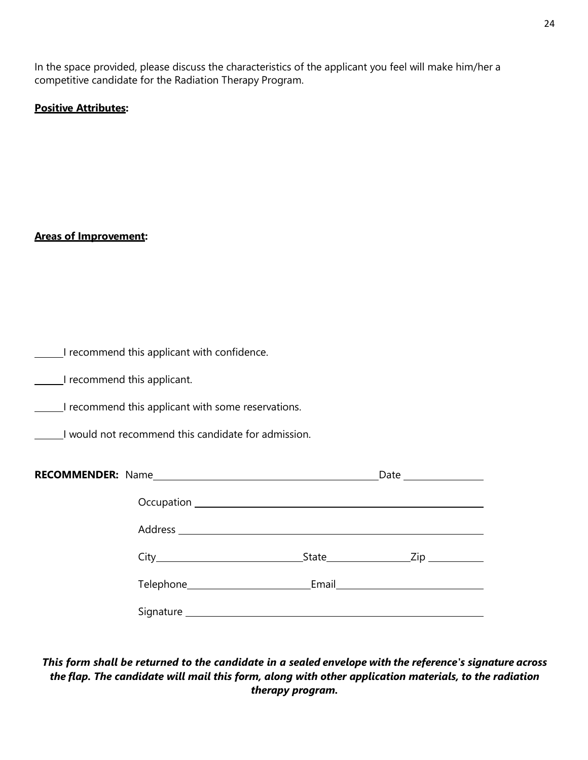In the space provided, please discuss the characteristics of the applicant you feel will make him/her a competitive candidate for the Radiation Therapy Program.

**Positive Attributes:**

**Areas of Improvement:**

\_\_\_\_\_\_ I recommend this applicant with confidence.

\_\_\_\_\_\_ I recommend this applicant.

\_\_\_\_\_\_ I recommend this applicant with some reservations.

\_\_\_\_\_\_ I would not recommend this candidate for admission.

**RECOMMENDER:** Name \_\_\_\_\_\_\_\_\_\_\_\_\_\_\_\_\_\_\_\_\_\_\_\_\_\_\_\_\_\_\_\_\_\_\_\_ Date \_\_\_\_\_\_\_\_\_\_\_\_\_\_

Occupation \_\_\_\_\_\_\_\_\_\_\_\_\_\_\_\_\_\_\_\_\_\_\_\_\_\_\_\_\_\_\_\_\_\_\_\_\_\_\_\_\_\_\_\_\_\_\_\_\_\_

Address \_\_\_\_\_\_\_\_\_\_\_\_\_\_\_\_\_\_\_\_\_\_\_\_\_\_\_\_\_\_\_\_\_\_\_\_\_\_\_\_\_\_\_\_\_\_\_\_\_\_\_\_\_

City \_\_\_\_\_\_\_\_\_\_\_\_\_\_\_\_\_\_\_\_\_\_\_\_\_\_ State \_\_\_\_\_\_\_\_\_\_\_\_\_\_ Zip \_\_\_\_\_\_\_\_\_\_

Telephone \_\_\_\_\_\_\_\_\_\_\_\_\_\_\_\_\_\_\_\_\_\_ Email \_\_\_\_\_\_\_\_\_\_\_\_\_\_\_\_\_\_\_\_\_\_\_\_\_\_

Signature \_\_\_\_\_\_\_\_\_\_\_\_\_\_\_\_\_\_\_\_\_\_\_\_\_\_\_\_\_\_\_\_\_\_\_\_\_\_\_\_\_\_\_\_\_\_\_\_\_\_\_\_

***This form shall be returned to the candidate in a sealed envelope with the reference's signature across the flap. The candidate will mail this form, along with other application materials, to the radiation therapy program.***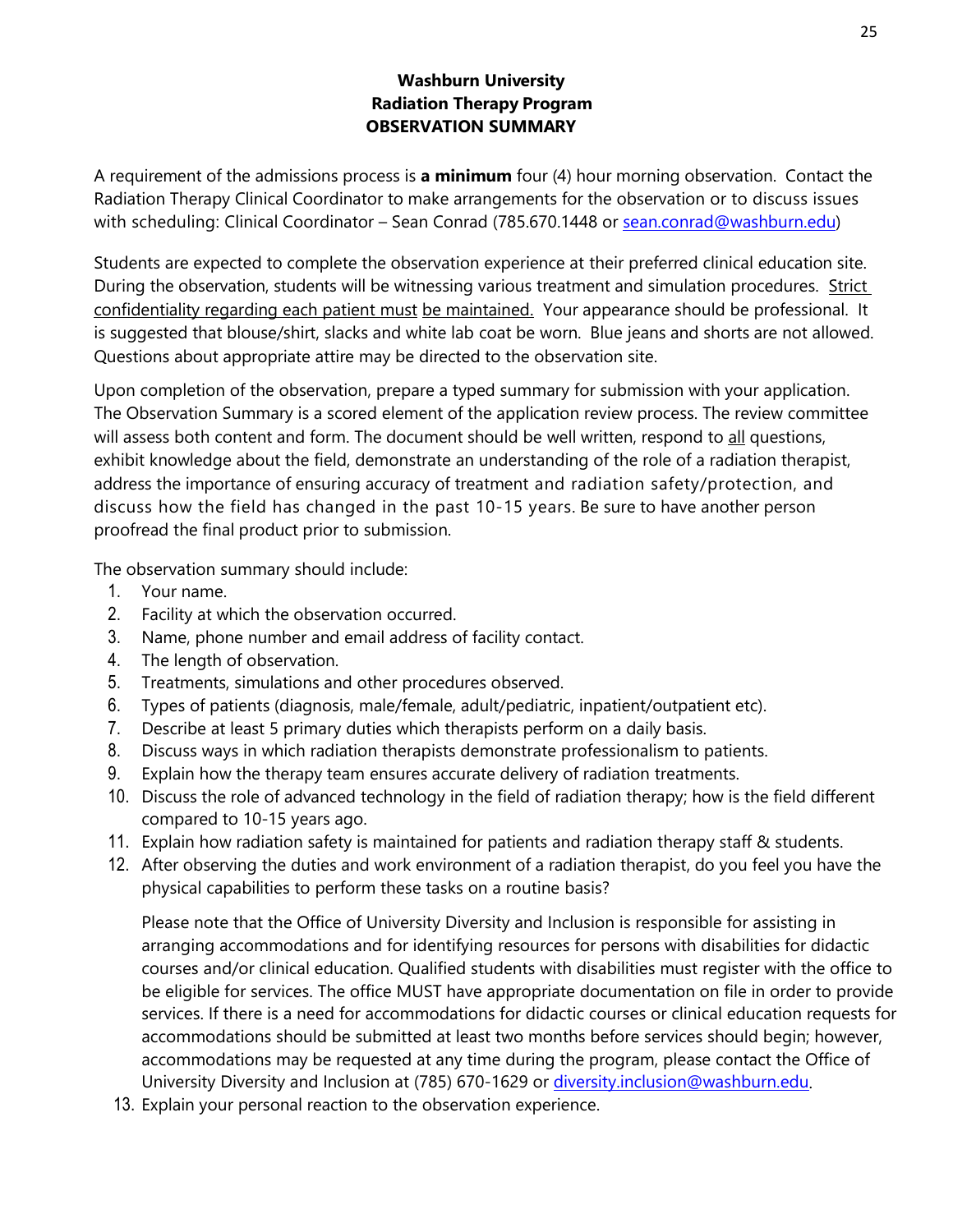**Washburn University**
**Radiation Therapy Program**
**OBSERVATION SUMMARY**

A requirement of the admissions process is **a minimum** four (4) hour morning observation. Contact the Radiation Therapy Clinical Coordinator to make arrangements for the observation or to discuss issues with scheduling: Clinical Coordinator – Sean Conrad (785.670.1448 or sean.conrad@washburn.edu)

Students are expected to complete the observation experience at their preferred clinical education site. During the observation, students will be witnessing various treatment and simulation procedures. Strict confidentiality regarding each patient must be maintained. Your appearance should be professional. It is suggested that blouse/shirt, slacks and white lab coat be worn. Blue jeans and shorts are not allowed. Questions about appropriate attire may be directed to the observation site.

Upon completion of the observation, prepare a typed summary for submission with your application. The Observation Summary is a scored element of the application review process. The review committee will assess both content and form. The document should be well written, respond to all questions, exhibit knowledge about the field, demonstrate an understanding of the role of a radiation therapist, address the importance of ensuring accuracy of treatment and radiation safety/protection, and discuss how the field has changed in the past 10-15 years. Be sure to have another person proofread the final product prior to submission.

The observation summary should include:

1. Your name.
2. Facility at which the observation occurred.
3. Name, phone number and email address of facility contact.
4. The length of observation.
5. Treatments, simulations and other procedures observed.
6. Types of patients (diagnosis, male/female, adult/pediatric, inpatient/outpatient etc).
7. Describe at least 5 primary duties which therapists perform on a daily basis.
8. Discuss ways in which radiation therapists demonstrate professionalism to patients.
9. Explain how the therapy team ensures accurate delivery of radiation treatments.
10. Discuss the role of advanced technology in the field of radiation therapy; how is the field different compared to 10-15 years ago.
11. Explain how radiation safety is maintained for patients and radiation therapy staff & students.
12. After observing the duties and work environment of a radiation therapist, do you feel you have the physical capabilities to perform these tasks on a routine basis?

    Please note that the Office of University Diversity and Inclusion is responsible for assisting in arranging accommodations and for identifying resources for persons with disabilities for didactic courses and/or clinical education. Qualified students with disabilities must register with the office to be eligible for services. The office MUST have appropriate documentation on file in order to provide services. If there is a need for accommodations for didactic courses or clinical education requests for accommodations should be submitted at least two months before services should begin; however, accommodations may be requested at any time during the program, please contact the Office of University Diversity and Inclusion at (785) 670-1629 or diversity.inclusion@washburn.edu.

13. Explain your personal reaction to the observation experience.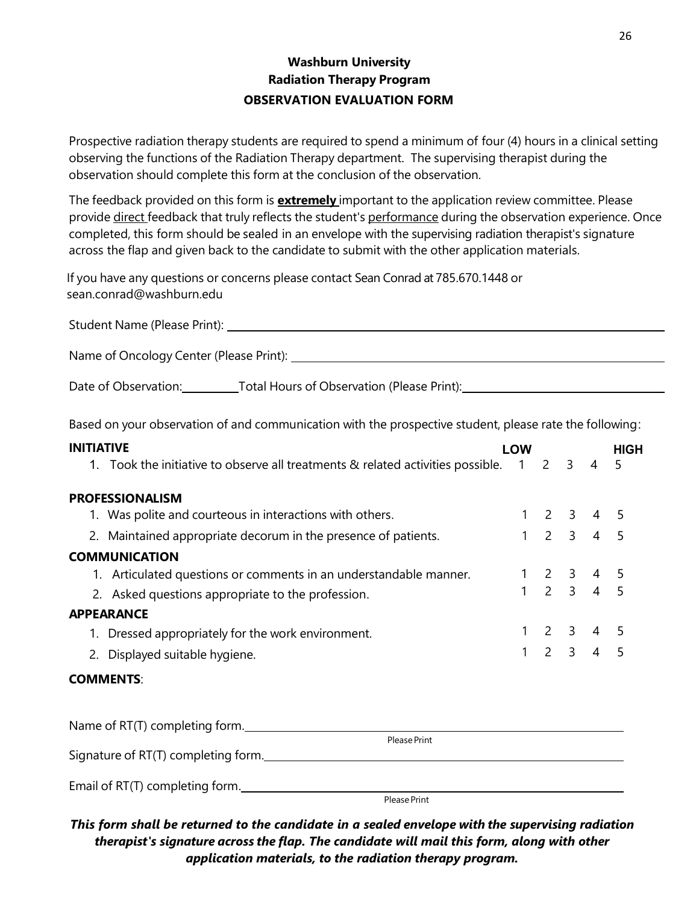# Washburn University
## Radiation Therapy Program
### OBSERVATION EVALUATION FORM

Prospective radiation therapy students are required to spend a minimum of four (4) hours in a clinical setting observing the functions of the Radiation Therapy department. The supervising therapist during the observation should complete this form at the conclusion of the observation.

The feedback provided on this form is **extremely** important to the application review committee. Please provide direct feedback that truly reflects the student's performance during the observation experience. Once completed, this form should be sealed in an envelope with the supervising radiation therapist's signature across the flap and given back to the candidate to submit with the other application materials.

If you have any questions or concerns please contact Sean Conrad at 785.670.1448 or sean.conrad@washburn.edu

Student Name (Please Print): ______________________________

Name of Oncology Center (Please Print): ______________________________

Date of Observation: __________ Total Hours of Observation (Please Print): ______________________________

Based on your observation of and communication with the prospective student, please rate the following:

| | LOW | | | | HIGH |
|---|---|---|---|---|---|
| **INITIATIVE** | | | | | |
| 1. Took the initiative to observe all treatments & related activities possible. | 1 | 2 | 3 | 4 | 5 |
| **PROFESSIONALISM** | | | | | |
| 1. Was polite and courteous in interactions with others. | 1 | 2 | 3 | 4 | 5 |
| 2. Maintained appropriate decorum in the presence of patients. | 1 | 2 | 3 | 4 | 5 |
| **COMMUNICATION** | | | | | |
| 1. Articulated questions or comments in an understandable manner. | 1 | 2 | 3 | 4 | 5 |
| 2. Asked questions appropriate to the profession. | 1 | 2 | 3 | 4 | 5 |
| **APPEARANCE** | | | | | |
| 1. Dressed appropriately for the work environment. | 1 | 2 | 3 | 4 | 5 |
| 2. Displayed suitable hygiene. | 1 | 2 | 3 | 4 | 5 |

**COMMENTS**:

Name of RT(T) completing form. ______________________________
Please Print

Signature of RT(T) completing form. ______________________________

Email of RT(T) completing form. ______________________________
Please Print

***This form shall be returned to the candidate in a sealed envelope with the supervising radiation therapist's signature across the flap. The candidate will mail this form, along with other application materials, to the radiation therapy program.***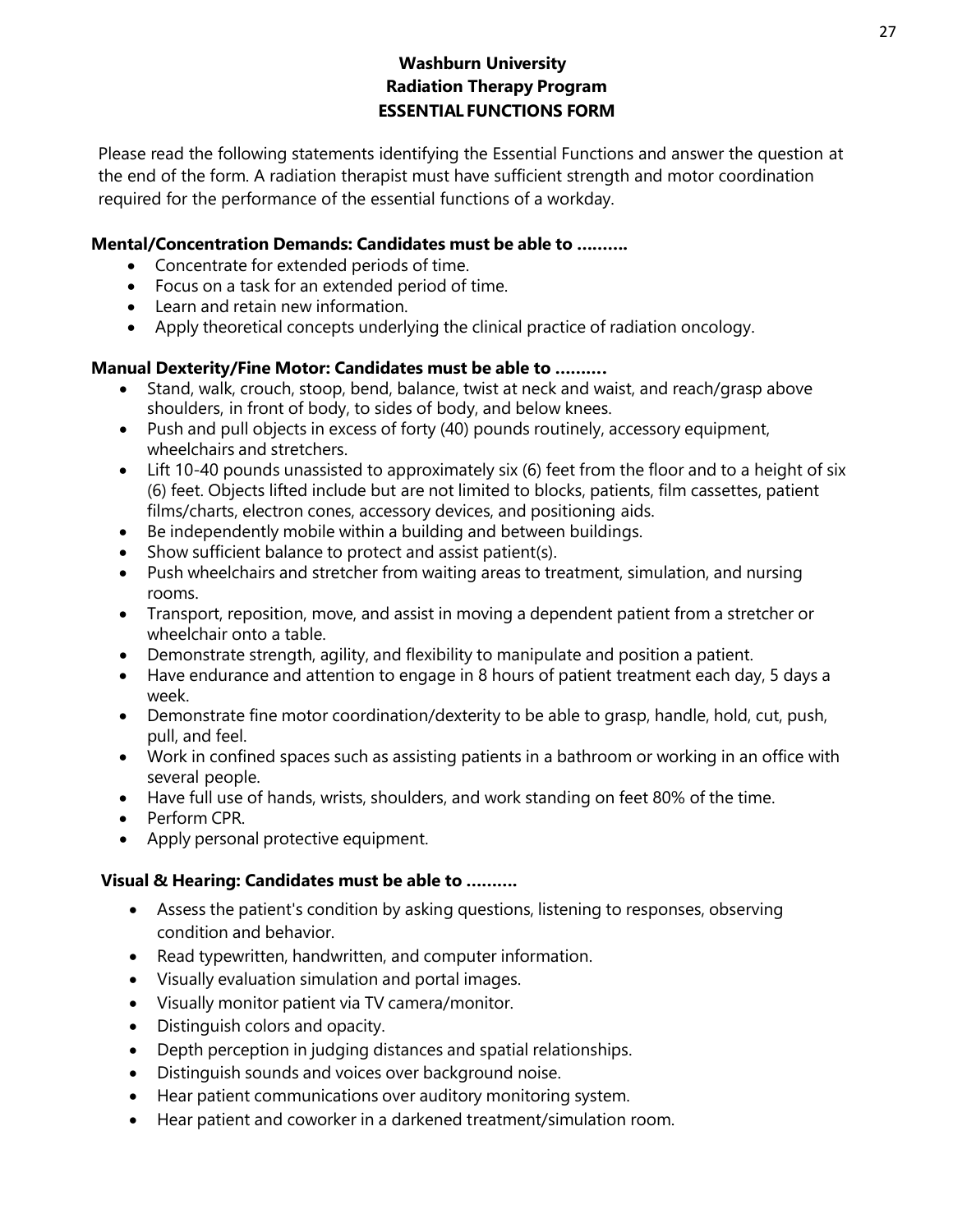# Washburn University
## Radiation Therapy Program
## ESSENTIAL FUNCTIONS FORM

Please read the following statements identifying the Essential Functions and answer the question at the end of the form. A radiation therapist must have sufficient strength and motor coordination required for the performance of the essential functions of a workday.

**Mental/Concentration Demands: Candidates must be able to ……….**

- Concentrate for extended periods of time.
- Focus on a task for an extended period of time.
- Learn and retain new information.
- Apply theoretical concepts underlying the clinical practice of radiation oncology.

**Manual Dexterity/Fine Motor: Candidates must be able to ……….**

- Stand, walk, crouch, stoop, bend, balance, twist at neck and waist, and reach/grasp above shoulders, in front of body, to sides of body, and below knees.
- Push and pull objects in excess of forty (40) pounds routinely, accessory equipment, wheelchairs and stretchers.
- Lift 10-40 pounds unassisted to approximately six (6) feet from the floor and to a height of six (6) feet. Objects lifted include but are not limited to blocks, patients, film cassettes, patient films/charts, electron cones, accessory devices, and positioning aids.
- Be independently mobile within a building and between buildings.
- Show sufficient balance to protect and assist patient(s).
- Push wheelchairs and stretcher from waiting areas to treatment, simulation, and nursing rooms.
- Transport, reposition, move, and assist in moving a dependent patient from a stretcher or wheelchair onto a table.
- Demonstrate strength, agility, and flexibility to manipulate and position a patient.
- Have endurance and attention to engage in 8 hours of patient treatment each day, 5 days a week.
- Demonstrate fine motor coordination/dexterity to be able to grasp, handle, hold, cut, push, pull, and feel.
- Work in confined spaces such as assisting patients in a bathroom or working in an office with several people.
- Have full use of hands, wrists, shoulders, and work standing on feet 80% of the time.
- Perform CPR.
- Apply personal protective equipment.

**Visual & Hearing: Candidates must be able to ……….**

- Assess the patient's condition by asking questions, listening to responses, observing condition and behavior.
- Read typewritten, handwritten, and computer information.
- Visually evaluation simulation and portal images.
- Visually monitor patient via TV camera/monitor.
- Distinguish colors and opacity.
- Depth perception in judging distances and spatial relationships.
- Distinguish sounds and voices over background noise.
- Hear patient communications over auditory monitoring system.
- Hear patient and coworker in a darkened treatment/simulation room.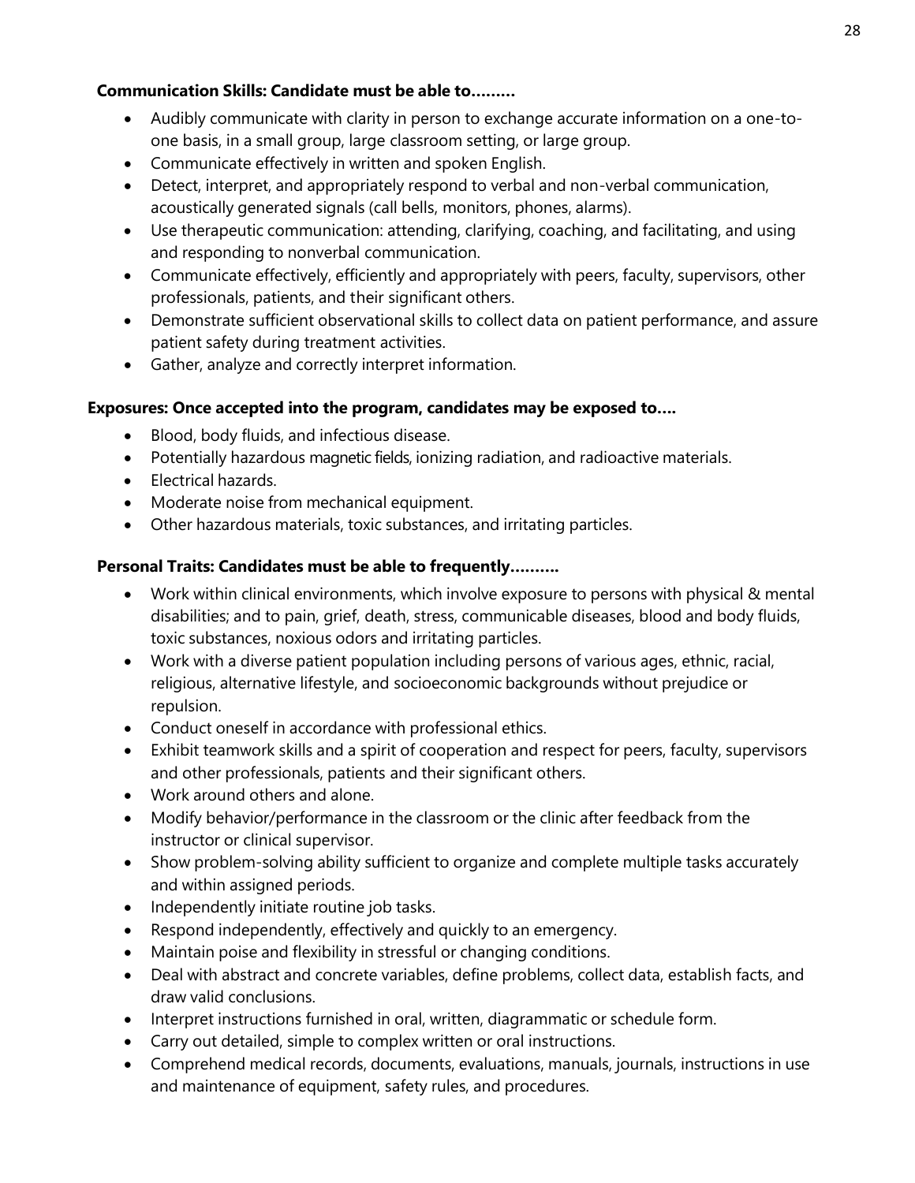**Communication Skills: Candidate must be able to………**

- Audibly communicate with clarity in person to exchange accurate information on a one-to-one basis, in a small group, large classroom setting, or large group.
- Communicate effectively in written and spoken English.
- Detect, interpret, and appropriately respond to verbal and non-verbal communication, acoustically generated signals (call bells, monitors, phones, alarms).
- Use therapeutic communication: attending, clarifying, coaching, and facilitating, and using and responding to nonverbal communication.
- Communicate effectively, efficiently and appropriately with peers, faculty, supervisors, other professionals, patients, and their significant others.
- Demonstrate sufficient observational skills to collect data on patient performance, and assure patient safety during treatment activities.
- Gather, analyze and correctly interpret information.

**Exposures: Once accepted into the program, candidates may be exposed to….**

- Blood, body fluids, and infectious disease.
- Potentially hazardous magnetic fields, ionizing radiation, and radioactive materials.
- Electrical hazards.
- Moderate noise from mechanical equipment.
- Other hazardous materials, toxic substances, and irritating particles.

**Personal Traits: Candidates must be able to frequently……….**

- Work within clinical environments, which involve exposure to persons with physical & mental disabilities; and to pain, grief, death, stress, communicable diseases, blood and body fluids, toxic substances, noxious odors and irritating particles.
- Work with a diverse patient population including persons of various ages, ethnic, racial, religious, alternative lifestyle, and socioeconomic backgrounds without prejudice or repulsion.
- Conduct oneself in accordance with professional ethics.
- Exhibit teamwork skills and a spirit of cooperation and respect for peers, faculty, supervisors and other professionals, patients and their significant others.
- Work around others and alone.
- Modify behavior/performance in the classroom or the clinic after feedback from the instructor or clinical supervisor.
- Show problem-solving ability sufficient to organize and complete multiple tasks accurately and within assigned periods.
- Independently initiate routine job tasks.
- Respond independently, effectively and quickly to an emergency.
- Maintain poise and flexibility in stressful or changing conditions.
- Deal with abstract and concrete variables, define problems, collect data, establish facts, and draw valid conclusions.
- Interpret instructions furnished in oral, written, diagrammatic or schedule form.
- Carry out detailed, simple to complex written or oral instructions.
- Comprehend medical records, documents, evaluations, manuals, journals, instructions in use and maintenance of equipment, safety rules, and procedures.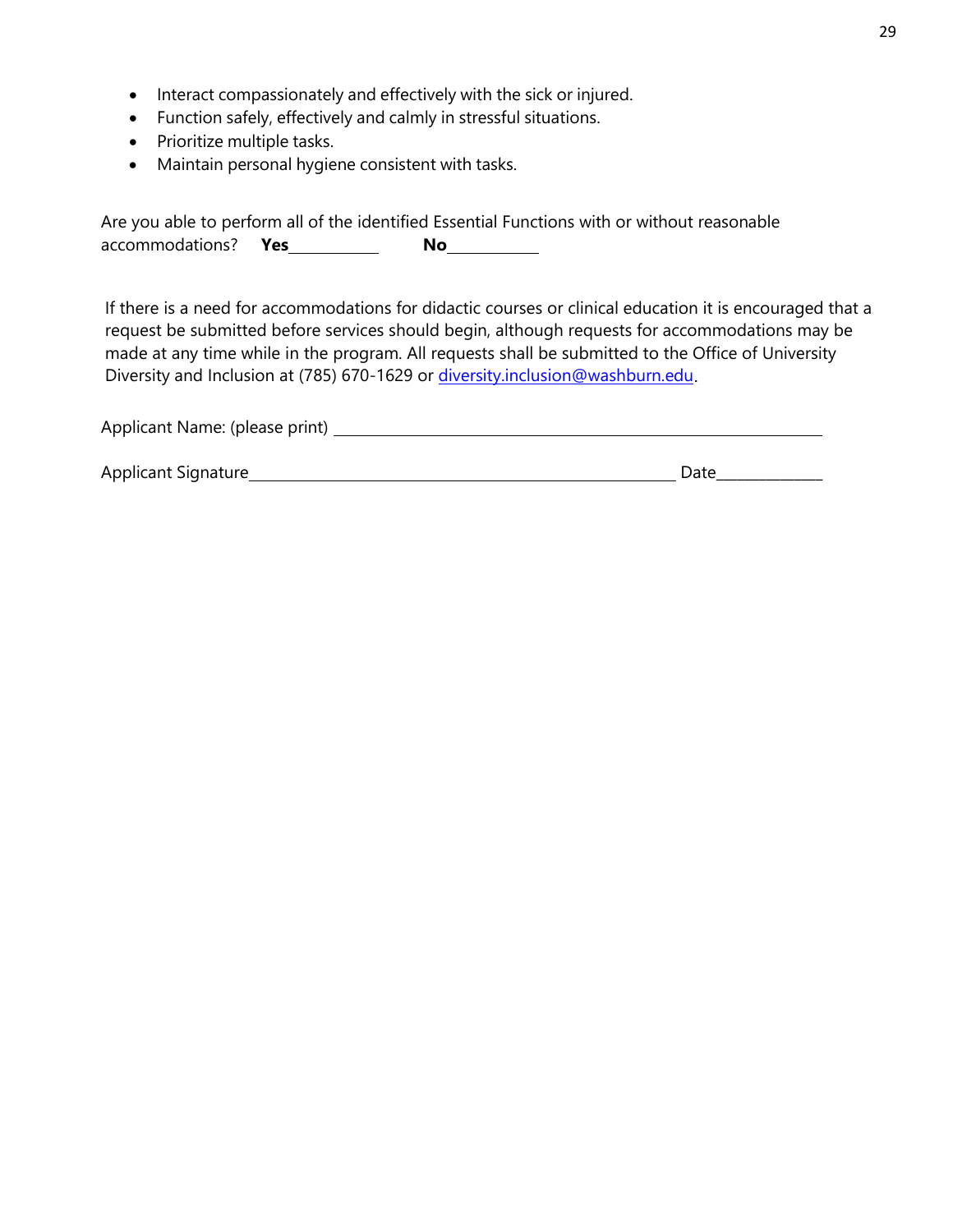- Interact compassionately and effectively with the sick or injured.
- Function safely, effectively and calmly in stressful situations.
- Prioritize multiple tasks.
- Maintain personal hygiene consistent with tasks.

Are you able to perform all of the identified Essential Functions with or without reasonable accommodations? **Yes**__________ **No**__________

If there is a need for accommodations for didactic courses or clinical education it is encouraged that a request be submitted before services should begin, although requests for accommodations may be made at any time while in the program. All requests shall be submitted to the Office of University Diversity and Inclusion at (785) 670-1629 or diversity.inclusion@washburn.edu.

Applicant Name: (please print) ______________________________________________________

Applicant Signature_______________________________________________ Date____________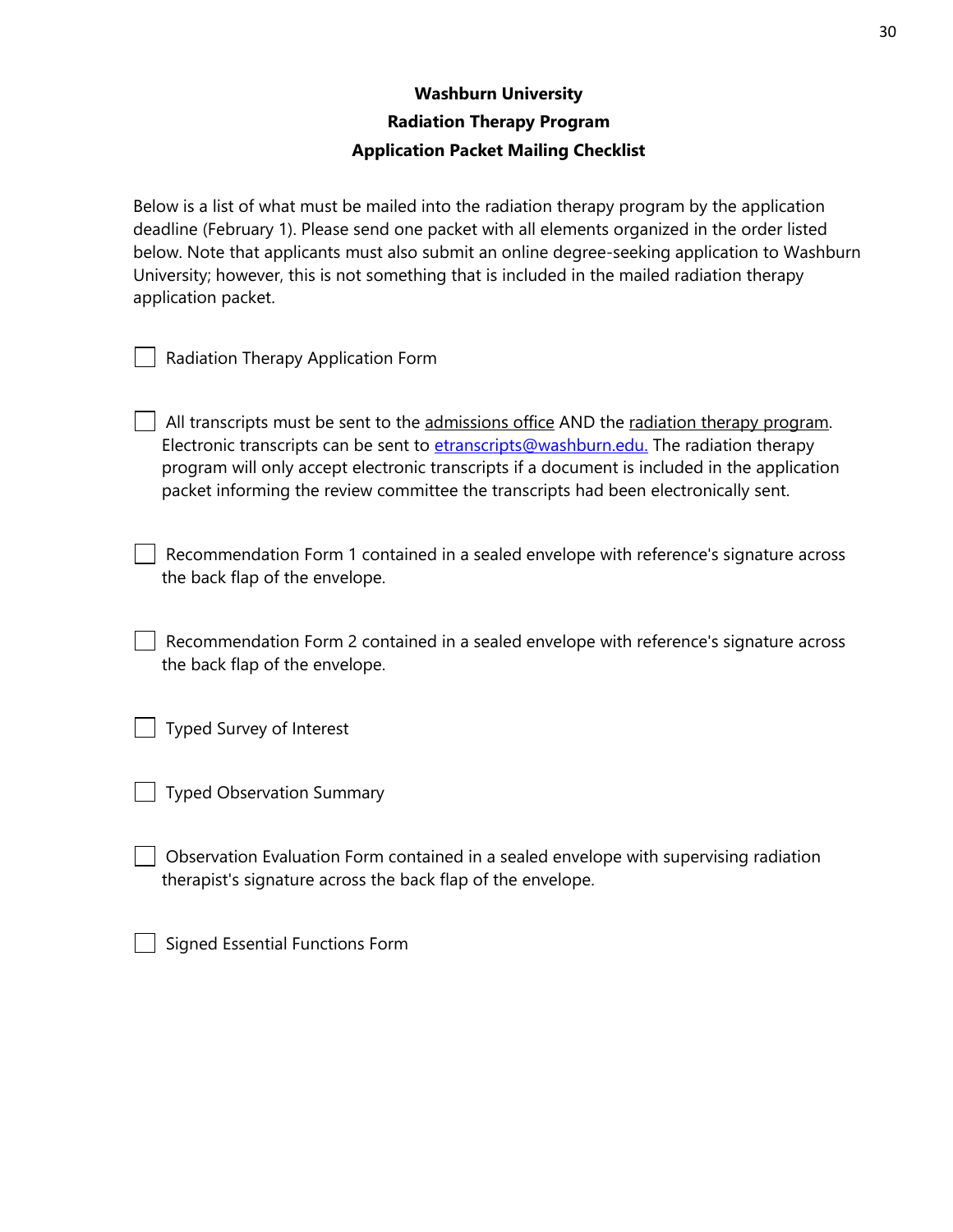**Washburn University**

**Radiation Therapy Program**

**Application Packet Mailing Checklist**

Below is a list of what must be mailed into the radiation therapy program by the application deadline (February 1). Please send one packet with all elements organized in the order listed below. Note that applicants must also submit an online degree-seeking application to Washburn University; however, this is not something that is included in the mailed radiation therapy application packet.

- [ ] Radiation Therapy Application Form

- [ ] All transcripts must be sent to the admissions office AND the radiation therapy program. Electronic transcripts can be sent to etranscripts@washburn.edu. The radiation therapy program will only accept electronic transcripts if a document is included in the application packet informing the review committee the transcripts had been electronically sent.

- [ ] Recommendation Form 1 contained in a sealed envelope with reference's signature across the back flap of the envelope.

- [ ] Recommendation Form 2 contained in a sealed envelope with reference's signature across the back flap of the envelope.

- [ ] Typed Survey of Interest

- [ ] Typed Observation Summary

- [ ] Observation Evaluation Form contained in a sealed envelope with supervising radiation therapist's signature across the back flap of the envelope.

- [ ] Signed Essential Functions Form